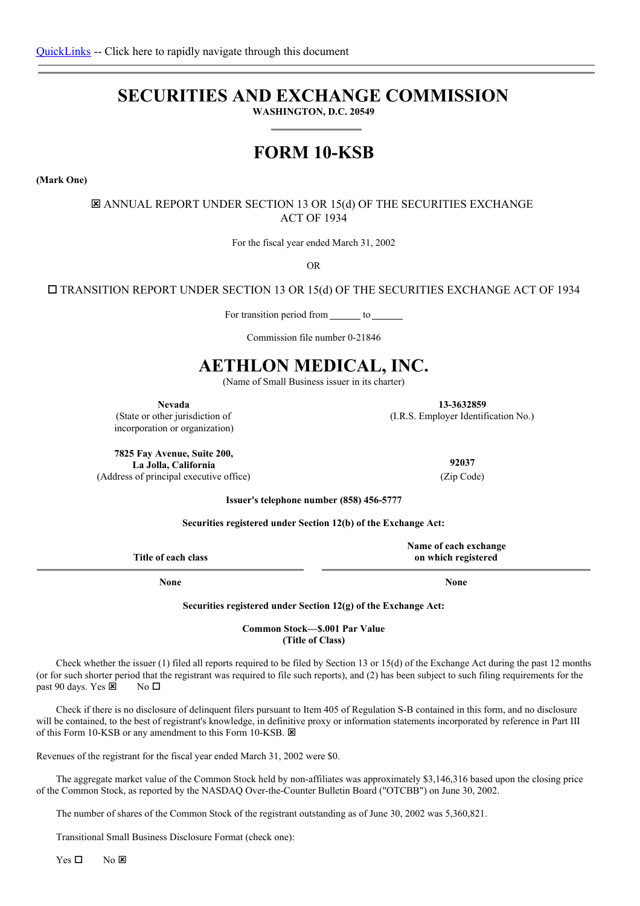[QuickLinks](#) -- Click here to rapidly navigate through this document

# SECURITIES AND EXCHANGE COMMISSION

**WASHINGTON, D.C. 20549**

# FORM 10-KSB

**(Mark One)**

☒ ANNUAL REPORT UNDER SECTION 13 OR 15(d) OF THE SECURITIES EXCHANGE ACT OF 1934

For the fiscal year ended March 31, 2002

OR

☐ TRANSITION REPORT UNDER SECTION 13 OR 15(d) OF THE SECURITIES EXCHANGE ACT OF 1934

For transition period from ______ to ______

Commission file number 0-21846

# AETHLON MEDICAL, INC.

(Name of Small Business issuer in its charter)

| | |
|---|---|
| **Nevada**<br>(State or other jurisdiction of incorporation or organization) | **13-3632859**<br>(I.R.S. Employer Identification No.) |
| **7825 Fay Avenue, Suite 200, La Jolla, California**<br>(Address of principal executive office) | **92037**<br>(Zip Code) |

**Issuer's telephone number (858) 456-5777**

**Securities registered under Section 12(b) of the Exchange Act:**

| Title of each class | Name of each exchange on which registered |
|---|---|
| None | None |

**Securities registered under Section 12(g) of the Exchange Act:**

**Common Stock—$.001 Par Value**
**(Title of Class)**

Check whether the issuer (1) filed all reports required to be filed by Section 13 or 15(d) of the Exchange Act during the past 12 months (or for such shorter period that the registrant was required to file such reports), and (2) has been subject to such filing requirements for the past 90 days. Yes ☒ No ☐

Check if there is no disclosure of delinquent filers pursuant to Item 405 of Regulation S-B contained in this form, and no disclosure will be contained, to the best of registrant's knowledge, in definitive proxy or information statements incorporated by reference in Part III of this Form 10-KSB. ☒

Revenues of the registrant for the fiscal year ended March 31, 2002 were $0.

The aggregate market value of the Common Stock held by non-affiliates was approximately $3,146,316 based upon the closing price of the Common Stock, as reported by the NASDAQ Over-the-Counter Bulletin Board ("OTCBB") on June 30, 2002.

The number of shares of the Common Stock of the registrant outstanding as of June 30, 2002 was 5,360,821.

Transitional Small Business Disclosure Format (check one):

Yes ☐ No ☒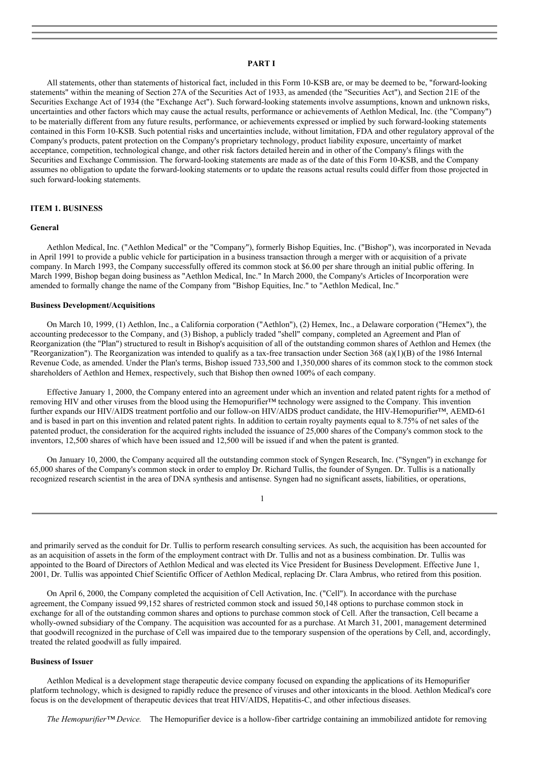## PART I

All statements, other than statements of historical fact, included in this Form 10-KSB are, or may be deemed to be, "forward-looking statements" within the meaning of Section 27A of the Securities Act of 1933, as amended (the "Securities Act"), and Section 21E of the Securities Exchange Act of 1934 (the "Exchange Act"). Such forward-looking statements involve assumptions, known and unknown risks, uncertainties and other factors which may cause the actual results, performance or achievements of Aethlon Medical, Inc. (the "Company") to be materially different from any future results, performance, or achievements expressed or implied by such forward-looking statements contained in this Form 10-KSB. Such potential risks and uncertainties include, without limitation, FDA and other regulatory approval of the Company's products, patent protection on the Company's proprietary technology, product liability exposure, uncertainty of market acceptance, competition, technological change, and other risk factors detailed herein and in other of the Company's filings with the Securities and Exchange Commission. The forward-looking statements are made as of the date of this Form 10-KSB, and the Company assumes no obligation to update the forward-looking statements or to update the reasons actual results could differ from those projected in such forward-looking statements.

### ITEM 1. BUSINESS

#### General

Aethlon Medical, Inc. ("Aethlon Medical" or the "Company"), formerly Bishop Equities, Inc. ("Bishop"), was incorporated in Nevada in April 1991 to provide a public vehicle for participation in a business transaction through a merger with or acquisition of a private company. In March 1993, the Company successfully offered its common stock at $6.00 per share through an initial public offering. In March 1999, Bishop began doing business as "Aethlon Medical, Inc." In March 2000, the Company's Articles of Incorporation were amended to formally change the name of the Company from "Bishop Equities, Inc." to "Aethlon Medical, Inc."

#### Business Development/Acquisitions

On March 10, 1999, (1) Aethlon, Inc., a California corporation ("Aethlon"), (2) Hemex, Inc., a Delaware corporation ("Hemex"), the accounting predecessor to the Company, and (3) Bishop, a publicly traded "shell" company, completed an Agreement and Plan of Reorganization (the "Plan") structured to result in Bishop's acquisition of all of the outstanding common shares of Aethlon and Hemex (the "Reorganization"). The Reorganization was intended to qualify as a tax-free transaction under Section 368 (a)(1)(B) of the 1986 Internal Revenue Code, as amended. Under the Plan's terms, Bishop issued 733,500 and 1,350,000 shares of its common stock to the common stock shareholders of Aethlon and Hemex, respectively, such that Bishop then owned 100% of each company.

Effective January 1, 2000, the Company entered into an agreement under which an invention and related patent rights for a method of removing HIV and other viruses from the blood using the Hemopurifier™ technology were assigned to the Company. This invention further expands our HIV/AIDS treatment portfolio and our follow-on HIV/AIDS product candidate, the HIV-Hemopurifier™, AEMD-61 and is based in part on this invention and related patent rights. In addition to certain royalty payments equal to 8.75% of net sales of the patented product, the consideration for the acquired rights included the issuance of 25,000 shares of the Company's common stock to the inventors, 12,500 shares of which have been issued and 12,500 will be issued if and when the patent is granted.

On January 10, 2000, the Company acquired all the outstanding common stock of Syngen Research, Inc. ("Syngen") in exchange for 65,000 shares of the Company's common stock in order to employ Dr. Richard Tullis, the founder of Syngen. Dr. Tullis is a nationally recognized research scientist in the area of DNA synthesis and antisense. Syngen had no significant assets, liabilities, or operations, and primarily served as the conduit for Dr. Tullis to perform research consulting services. As such, the acquisition has been accounted for as an acquisition of assets in the form of the employment contract with Dr. Tullis and not as a business combination. Dr. Tullis was appointed to the Board of Directors of Aethlon Medical and was elected its Vice President for Business Development. Effective June 1, 2001, Dr. Tullis was appointed Chief Scientific Officer of Aethlon Medical, replacing Dr. Clara Ambrus, who retired from this position.

On April 6, 2000, the Company completed the acquisition of Cell Activation, Inc. ("Cell"). In accordance with the purchase agreement, the Company issued 99,152 shares of restricted common stock and issued 50,148 options to purchase common stock in exchange for all of the outstanding common shares and options to purchase common stock of Cell. After the transaction, Cell became a wholly-owned subsidiary of the Company. The acquisition was accounted for as a purchase. At March 31, 2001, management determined that goodwill recognized in the purchase of Cell was impaired due to the temporary suspension of the operations by Cell, and, accordingly, treated the related goodwill as fully impaired.

#### Business of Issuer

Aethlon Medical is a development stage therapeutic device company focused on expanding the applications of its Hemopurifier platform technology, which is designed to rapidly reduce the presence of viruses and other intoxicants in the blood. Aethlon Medical's core focus is on the development of therapeutic devices that treat HIV/AIDS, Hepatitis-C, and other infectious diseases.

*The Hemopurifier™ Device.* The Hemopurifier device is a hollow-fiber cartridge containing an immobilized antidote for removing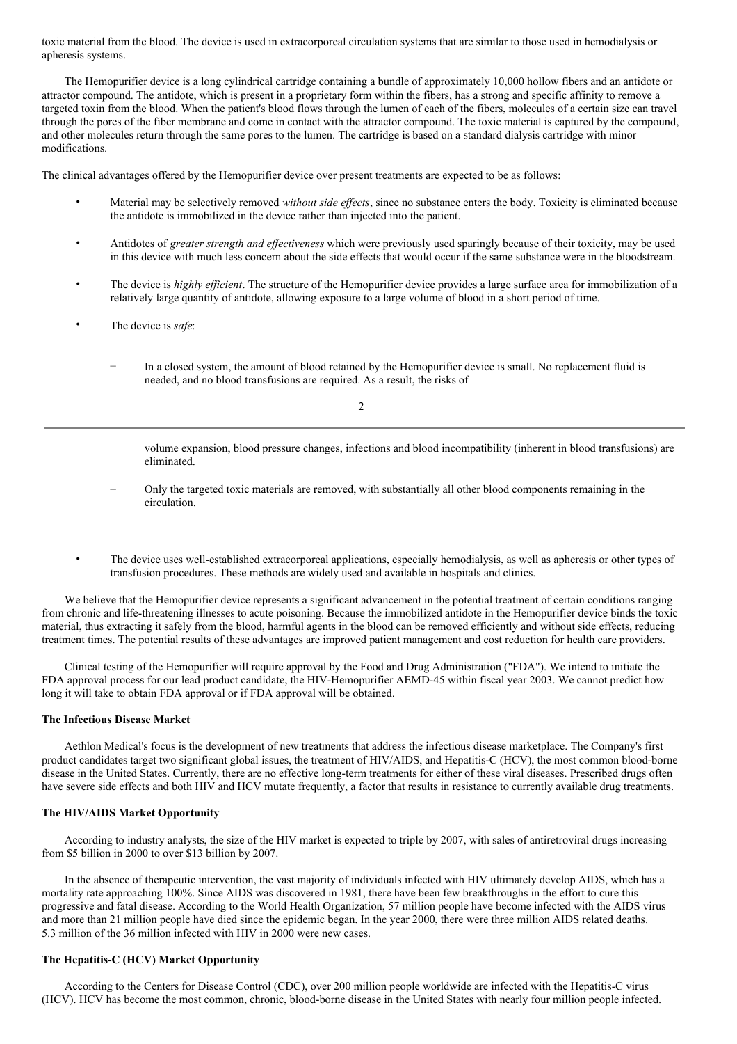toxic material from the blood. The device is used in extracorporeal circulation systems that are similar to those used in hemodialysis or apheresis systems.

The Hemopurifier device is a long cylindrical cartridge containing a bundle of approximately 10,000 hollow fibers and an antidote or attractor compound. The antidote, which is present in a proprietary form within the fibers, has a strong and specific affinity to remove a targeted toxin from the blood. When the patient's blood flows through the lumen of each of the fibers, molecules of a certain size can travel through the pores of the fiber membrane and come in contact with the attractor compound. The toxic material is captured by the compound, and other molecules return through the same pores to the lumen. The cartridge is based on a standard dialysis cartridge with minor modifications.

The clinical advantages offered by the Hemopurifier device over present treatments are expected to be as follows:

- Material may be selectively removed *without side effects*, since no substance enters the body. Toxicity is eliminated because the antidote is immobilized in the device rather than injected into the patient.
- Antidotes of *greater strength and effectiveness* which were previously used sparingly because of their toxicity, may be used in this device with much less concern about the side effects that would occur if the same substance were in the bloodstream.
- The device is *highly efficient*. The structure of the Hemopurifier device provides a large surface area for immobilization of a relatively large quantity of antidote, allowing exposure to a large volume of blood in a short period of time.
- The device is *safe*:
  - In a closed system, the amount of blood retained by the Hemopurifier device is small. No replacement fluid is needed, and no blood transfusions are required. As a result, the risks of volume expansion, blood pressure changes, infections and blood incompatibility (inherent in blood transfusions) are eliminated.
  - Only the targeted toxic materials are removed, with substantially all other blood components remaining in the circulation.
- The device uses well-established extracorporeal applications, especially hemodialysis, as well as apheresis or other types of transfusion procedures. These methods are widely used and available in hospitals and clinics.

We believe that the Hemopurifier device represents a significant advancement in the potential treatment of certain conditions ranging from chronic and life-threatening illnesses to acute poisoning. Because the immobilized antidote in the Hemopurifier device binds the toxic material, thus extracting it safely from the blood, harmful agents in the blood can be removed efficiently and without side effects, reducing treatment times. The potential results of these advantages are improved patient management and cost reduction for health care providers.

Clinical testing of the Hemopurifier will require approval by the Food and Drug Administration ("FDA"). We intend to initiate the FDA approval process for our lead product candidate, the HIV-Hemopurifier AEMD-45 within fiscal year 2003. We cannot predict how long it will take to obtain FDA approval or if FDA approval will be obtained.

**The Infectious Disease Market**

Aethlon Medical's focus is the development of new treatments that address the infectious disease marketplace. The Company's first product candidates target two significant global issues, the treatment of HIV/AIDS, and Hepatitis-C (HCV), the most common blood-borne disease in the United States. Currently, there are no effective long-term treatments for either of these viral diseases. Prescribed drugs often have severe side effects and both HIV and HCV mutate frequently, a factor that results in resistance to currently available drug treatments.

**The HIV/AIDS Market Opportunity**

According to industry analysts, the size of the HIV market is expected to triple by 2007, with sales of antiretroviral drugs increasing from $5 billion in 2000 to over $13 billion by 2007.

In the absence of therapeutic intervention, the vast majority of individuals infected with HIV ultimately develop AIDS, which has a mortality rate approaching 100%. Since AIDS was discovered in 1981, there have been few breakthroughs in the effort to cure this progressive and fatal disease. According to the World Health Organization, 57 million people have become infected with the AIDS virus and more than 21 million people have died since the epidemic began. In the year 2000, there were three million AIDS related deaths. 5.3 million of the 36 million infected with HIV in 2000 were new cases.

**The Hepatitis-C (HCV) Market Opportunity**

According to the Centers for Disease Control (CDC), over 200 million people worldwide are infected with the Hepatitis-C virus (HCV). HCV has become the most common, chronic, blood-borne disease in the United States with nearly four million people infected.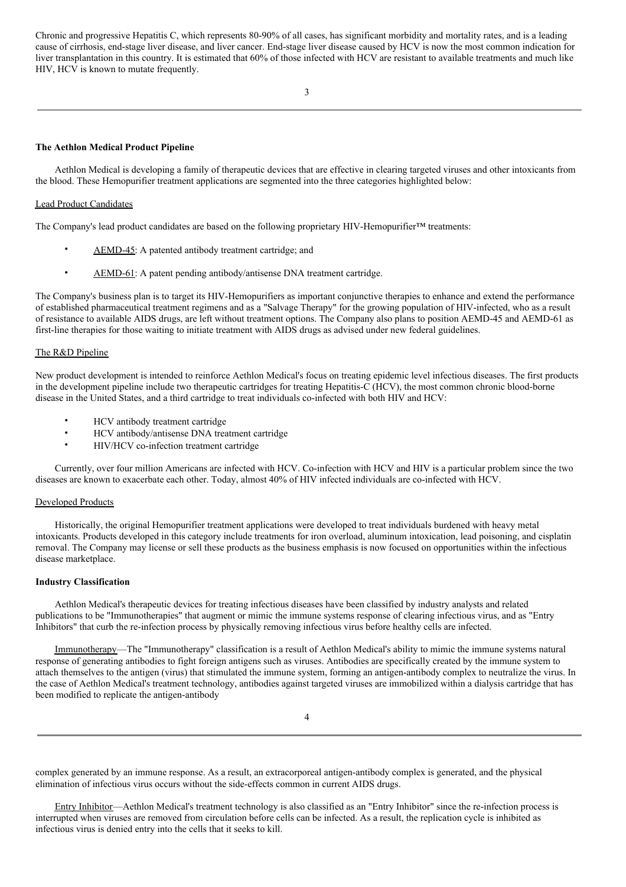Chronic and progressive Hepatitis C, which represents 80-90% of all cases, has significant morbidity and mortality rates, and is a leading cause of cirrhosis, end-stage liver disease, and liver cancer. End-stage liver disease caused by HCV is now the most common indication for liver transplantation in this country. It is estimated that 60% of those infected with HCV are resistant to available treatments and much like HIV, HCV is known to mutate frequently.

**The Aethlon Medical Product Pipeline**

Aethlon Medical is developing a family of therapeutic devices that are effective in clearing targeted viruses and other intoxicants from the blood. These Hemopurifier treatment applications are segmented into the three categories highlighted below:

Lead Product Candidates

The Company's lead product candidates are based on the following proprietary HIV-Hemopurifier™ treatments:

- AEMD-45: A patented antibody treatment cartridge; and
- AEMD-61: A patent pending antibody/antisense DNA treatment cartridge.

The Company's business plan is to target its HIV-Hemopurifiers as important conjunctive therapies to enhance and extend the performance of established pharmaceutical treatment regimens and as a "Salvage Therapy" for the growing population of HIV-infected, who as a result of resistance to available AIDS drugs, are left without treatment options. The Company also plans to position AEMD-45 and AEMD-61 as first-line therapies for those waiting to initiate treatment with AIDS drugs as advised under new federal guidelines.

The R&D Pipeline

New product development is intended to reinforce Aethlon Medical's focus on treating epidemic level infectious diseases. The first products in the development pipeline include two therapeutic cartridges for treating Hepatitis-C (HCV), the most common chronic blood-borne disease in the United States, and a third cartridge to treat individuals co-infected with both HIV and HCV:

- HCV antibody treatment cartridge
- HCV antibody/antisense DNA treatment cartridge
- HIV/HCV co-infection treatment cartridge

Currently, over four million Americans are infected with HCV. Co-infection with HCV and HIV is a particular problem since the two diseases are known to exacerbate each other. Today, almost 40% of HIV infected individuals are co-infected with HCV.

Developed Products

Historically, the original Hemopurifier treatment applications were developed to treat individuals burdened with heavy metal intoxicants. Products developed in this category include treatments for iron overload, aluminum intoxication, lead poisoning, and cisplatin removal. The Company may license or sell these products as the business emphasis is now focused on opportunities within the infectious disease marketplace.

**Industry Classification**

Aethlon Medical's therapeutic devices for treating infectious diseases have been classified by industry analysts and related publications to be "Immunotherapies" that augment or mimic the immune systems response of clearing infectious virus, and as "Entry Inhibitors" that curb the re-infection process by physically removing infectious virus before healthy cells are infected.

Immunotherapy—The "Immunotherapy" classification is a result of Aethlon Medical's ability to mimic the immune systems natural response of generating antibodies to fight foreign antigens such as viruses. Antibodies are specifically created by the immune system to attach themselves to the antigen (virus) that stimulated the immune system, forming an antigen-antibody complex to neutralize the virus. In the case of Aethlon Medical's treatment technology, antibodies against targeted viruses are immobilized within a dialysis cartridge that has been modified to replicate the antigen-antibody complex generated by an immune response. As a result, an extracorporeal antigen-antibody complex is generated, and the physical elimination of infectious virus occurs without the side-effects common in current AIDS drugs.

Entry Inhibitor—Aethlon Medical's treatment technology is also classified as an "Entry Inhibitor" since the re-infection process is interrupted when viruses are removed from circulation before cells can be infected. As a result, the replication cycle is inhibited as infectious virus is denied entry into the cells that it seeks to kill.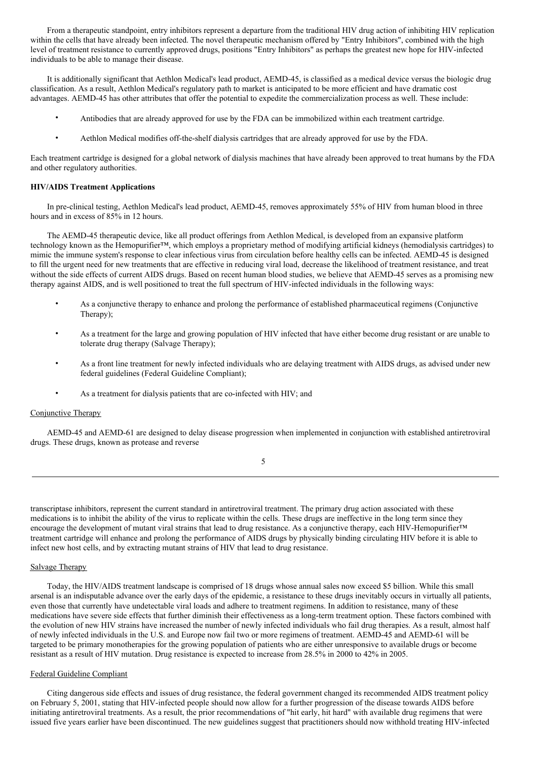From a therapeutic standpoint, entry inhibitors represent a departure from the traditional HIV drug action of inhibiting HIV replication within the cells that have already been infected. The novel therapeutic mechanism offered by "Entry Inhibitors", combined with the high level of treatment resistance to currently approved drugs, positions "Entry Inhibitors" as perhaps the greatest new hope for HIV-infected individuals to be able to manage their disease.

It is additionally significant that Aethlon Medical's lead product, AEMD-45, is classified as a medical device versus the biologic drug classification. As a result, Aethlon Medical's regulatory path to market is anticipated to be more efficient and have dramatic cost advantages. AEMD-45 has other attributes that offer the potential to expedite the commercialization process as well. These include:

- Antibodies that are already approved for use by the FDA can be immobilized within each treatment cartridge.
- Aethlon Medical modifies off-the-shelf dialysis cartridges that are already approved for use by the FDA.

Each treatment cartridge is designed for a global network of dialysis machines that have already been approved to treat humans by the FDA and other regulatory authorities.

**HIV/AIDS Treatment Applications**

In pre-clinical testing, Aethlon Medical's lead product, AEMD-45, removes approximately 55% of HIV from human blood in three hours and in excess of 85% in 12 hours.

The AEMD-45 therapeutic device, like all product offerings from Aethlon Medical, is developed from an expansive platform technology known as the Hemopurifier™, which employs a proprietary method of modifying artificial kidneys (hemodialysis cartridges) to mimic the immune system's response to clear infectious virus from circulation before healthy cells can be infected. AEMD-45 is designed to fill the urgent need for new treatments that are effective in reducing viral load, decrease the likelihood of treatment resistance, and treat without the side effects of current AIDS drugs. Based on recent human blood studies, we believe that AEMD-45 serves as a promising new therapy against AIDS, and is well positioned to treat the full spectrum of HIV-infected individuals in the following ways:

- As a conjunctive therapy to enhance and prolong the performance of established pharmaceutical regimens (Conjunctive Therapy);
- As a treatment for the large and growing population of HIV infected that have either become drug resistant or are unable to tolerate drug therapy (Salvage Therapy);
- As a front line treatment for newly infected individuals who are delaying treatment with AIDS drugs, as advised under new federal guidelines (Federal Guideline Compliant);
- As a treatment for dialysis patients that are co-infected with HIV; and

Conjunctive Therapy

AEMD-45 and AEMD-61 are designed to delay disease progression when implemented in conjunction with established antiretroviral drugs. These drugs, known as protease and reverse transcriptase inhibitors, represent the current standard in antiretroviral treatment. The primary drug action associated with these medications is to inhibit the ability of the virus to replicate within the cells. These drugs are ineffective in the long term since they encourage the development of mutant viral strains that lead to drug resistance. As a conjunctive therapy, each HIV-Hemopurifier™ treatment cartridge will enhance and prolong the performance of AIDS drugs by physically binding circulating HIV before it is able to infect new host cells, and by extracting mutant strains of HIV that lead to drug resistance.

Salvage Therapy

Today, the HIV/AIDS treatment landscape is comprised of 18 drugs whose annual sales now exceed $5 billion. While this small arsenal is an indisputable advance over the early days of the epidemic, a resistance to these drugs inevitably occurs in virtually all patients, even those that currently have undetectable viral loads and adhere to treatment regimens. In addition to resistance, many of these medications have severe side effects that further diminish their effectiveness as a long-term treatment option. These factors combined with the evolution of new HIV strains have increased the number of newly infected individuals who fail drug therapies. As a result, almost half of newly infected individuals in the U.S. and Europe now fail two or more regimens of treatment. AEMD-45 and AEMD-61 will be targeted to be primary monotherapies for the growing population of patients who are either unresponsive to available drugs or become resistant as a result of HIV mutation. Drug resistance is expected to increase from 28.5% in 2000 to 42% in 2005.

Federal Guideline Compliant

Citing dangerous side effects and issues of drug resistance, the federal government changed its recommended AIDS treatment policy on February 5, 2001, stating that HIV-infected people should now allow for a further progression of the disease towards AIDS before initiating antiretroviral treatments. As a result, the prior recommendations of "hit early, hit hard" with available drug regimens that were issued five years earlier have been discontinued. The new guidelines suggest that practitioners should now withhold treating HIV-infected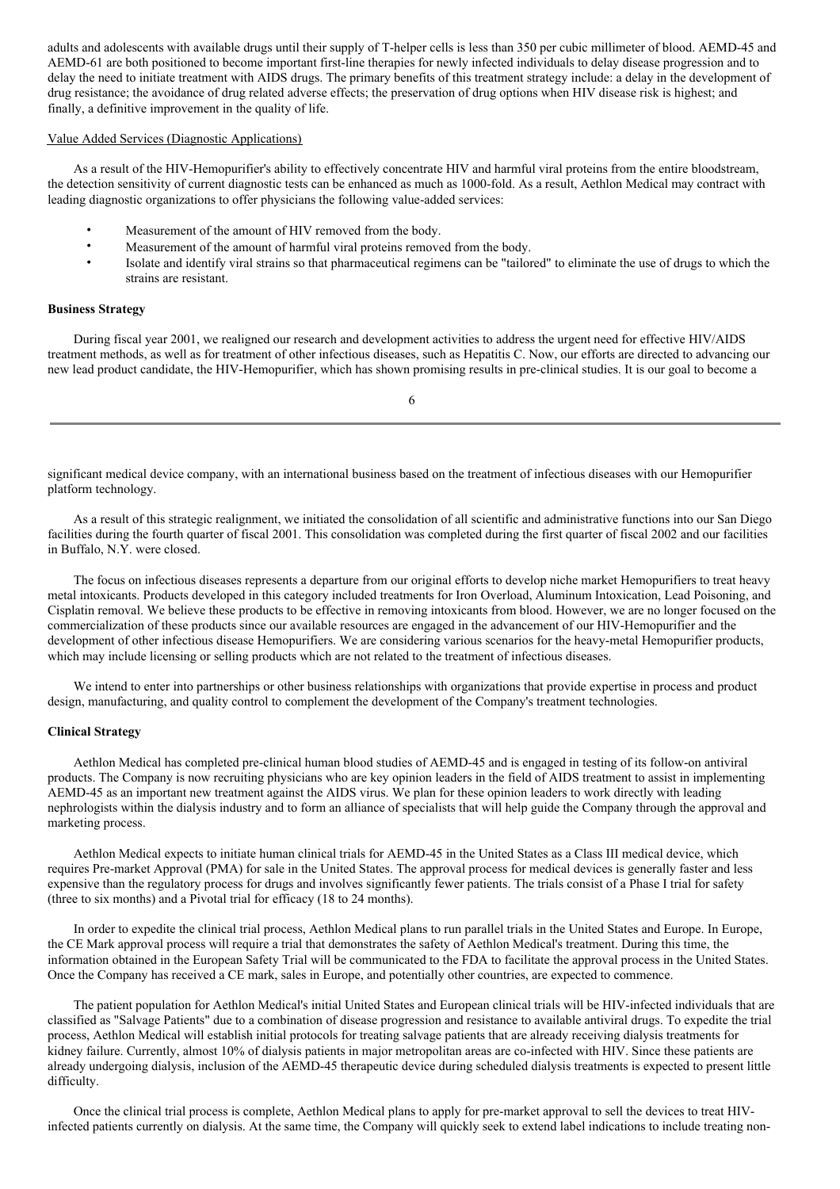adults and adolescents with available drugs until their supply of T-helper cells is less than 350 per cubic millimeter of blood. AEMD-45 and AEMD-61 are both positioned to become important first-line therapies for newly infected individuals to delay disease progression and to delay the need to initiate treatment with AIDS drugs. The primary benefits of this treatment strategy include: a delay in the development of drug resistance; the avoidance of drug related adverse effects; the preservation of drug options when HIV disease risk is highest; and finally, a definitive improvement in the quality of life.

Value Added Services (Diagnostic Applications)

As a result of the HIV-Hemopurifier's ability to effectively concentrate HIV and harmful viral proteins from the entire bloodstream, the detection sensitivity of current diagnostic tests can be enhanced as much as 1000-fold. As a result, Aethlon Medical may contract with leading diagnostic organizations to offer physicians the following value-added services:

- Measurement of the amount of HIV removed from the body.
- Measurement of the amount of harmful viral proteins removed from the body.
- Isolate and identify viral strains so that pharmaceutical regimens can be "tailored" to eliminate the use of drugs to which the strains are resistant.

**Business Strategy**

During fiscal year 2001, we realigned our research and development activities to address the urgent need for effective HIV/AIDS treatment methods, as well as for treatment of other infectious diseases, such as Hepatitis C. Now, our efforts are directed to advancing our new lead product candidate, the HIV-Hemopurifier, which has shown promising results in pre-clinical studies. It is our goal to become a significant medical device company, with an international business based on the treatment of infectious diseases with our Hemopurifier platform technology.

As a result of this strategic realignment, we initiated the consolidation of all scientific and administrative functions into our San Diego facilities during the fourth quarter of fiscal 2001. This consolidation was completed during the first quarter of fiscal 2002 and our facilities in Buffalo, N.Y. were closed.

The focus on infectious diseases represents a departure from our original efforts to develop niche market Hemopurifiers to treat heavy metal intoxicants. Products developed in this category included treatments for Iron Overload, Aluminum Intoxication, Lead Poisoning, and Cisplatin removal. We believe these products to be effective in removing intoxicants from blood. However, we are no longer focused on the commercialization of these products since our available resources are engaged in the advancement of our HIV-Hemopurifier and the development of other infectious disease Hemopurifiers. We are considering various scenarios for the heavy-metal Hemopurifier products, which may include licensing or selling products which are not related to the treatment of infectious diseases.

We intend to enter into partnerships or other business relationships with organizations that provide expertise in process and product design, manufacturing, and quality control to complement the development of the Company's treatment technologies.

**Clinical Strategy**

Aethlon Medical has completed pre-clinical human blood studies of AEMD-45 and is engaged in testing of its follow-on antiviral products. The Company is now recruiting physicians who are key opinion leaders in the field of AIDS treatment to assist in implementing AEMD-45 as an important new treatment against the AIDS virus. We plan for these opinion leaders to work directly with leading nephrologists within the dialysis industry and to form an alliance of specialists that will help guide the Company through the approval and marketing process.

Aethlon Medical expects to initiate human clinical trials for AEMD-45 in the United States as a Class III medical device, which requires Pre-market Approval (PMA) for sale in the United States. The approval process for medical devices is generally faster and less expensive than the regulatory process for drugs and involves significantly fewer patients. The trials consist of a Phase I trial for safety (three to six months) and a Pivotal trial for efficacy (18 to 24 months).

In order to expedite the clinical trial process, Aethlon Medical plans to run parallel trials in the United States and Europe. In Europe, the CE Mark approval process will require a trial that demonstrates the safety of Aethlon Medical's treatment. During this time, the information obtained in the European Safety Trial will be communicated to the FDA to facilitate the approval process in the United States. Once the Company has received a CE mark, sales in Europe, and potentially other countries, are expected to commence.

The patient population for Aethlon Medical's initial United States and European clinical trials will be HIV-infected individuals that are classified as "Salvage Patients" due to a combination of disease progression and resistance to available antiviral drugs. To expedite the trial process, Aethlon Medical will establish initial protocols for treating salvage patients that are already receiving dialysis treatments for kidney failure. Currently, almost 10% of dialysis patients in major metropolitan areas are co-infected with HIV. Since these patients are already undergoing dialysis, inclusion of the AEMD-45 therapeutic device during scheduled dialysis treatments is expected to present little difficulty.

Once the clinical trial process is complete, Aethlon Medical plans to apply for pre-market approval to sell the devices to treat HIV-infected patients currently on dialysis. At the same time, the Company will quickly seek to extend label indications to include treating non-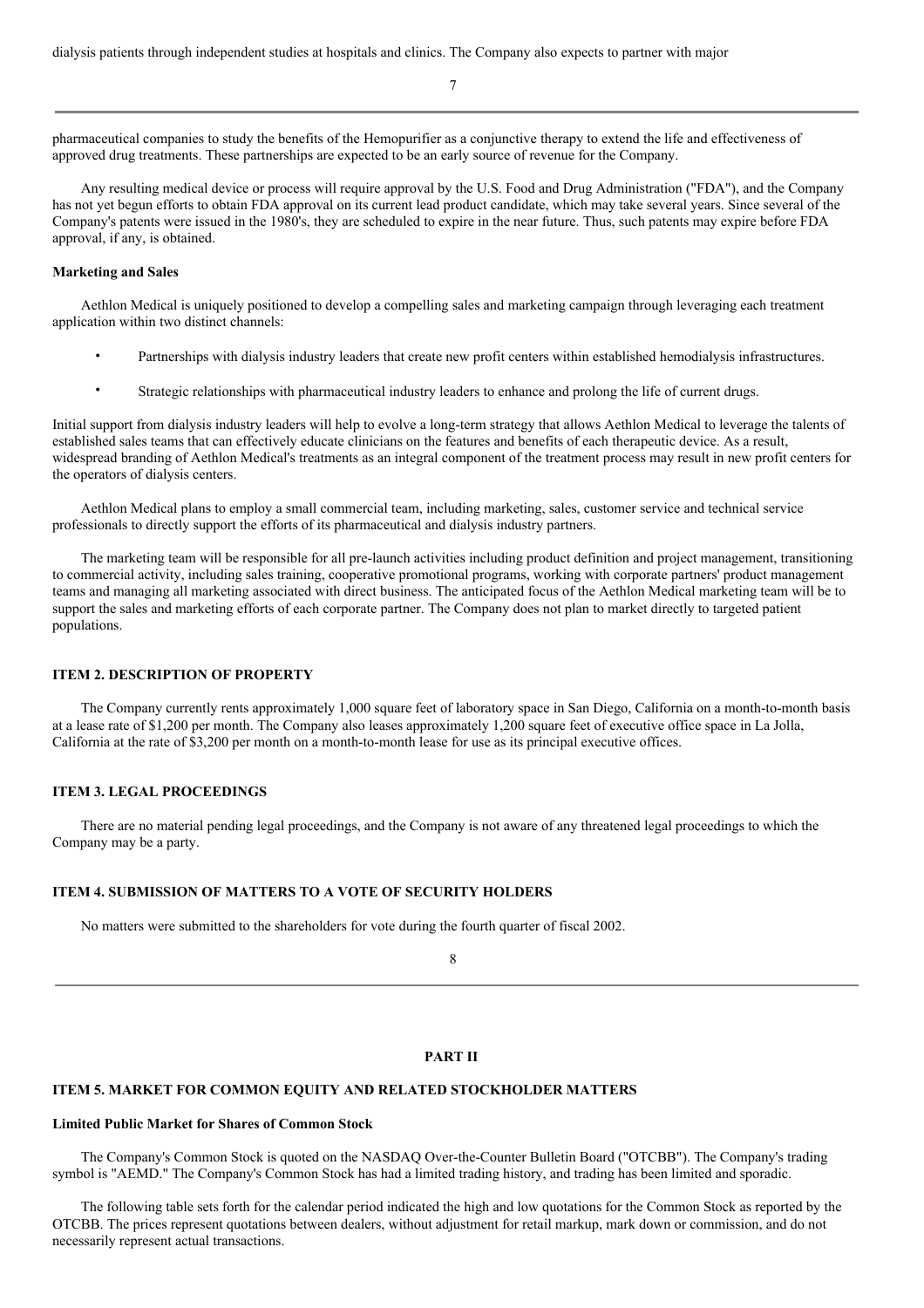dialysis patients through independent studies at hospitals and clinics. The Company also expects to partner with major

pharmaceutical companies to study the benefits of the Hemopurifier as a conjunctive therapy to extend the life and effectiveness of approved drug treatments. These partnerships are expected to be an early source of revenue for the Company.

Any resulting medical device or process will require approval by the U.S. Food and Drug Administration ("FDA"), and the Company has not yet begun efforts to obtain FDA approval on its current lead product candidate, which may take several years. Since several of the Company's patents were issued in the 1980's, they are scheduled to expire in the near future. Thus, such patents may expire before FDA approval, if any, is obtained.

**Marketing and Sales**

Aethlon Medical is uniquely positioned to develop a compelling sales and marketing campaign through leveraging each treatment application within two distinct channels:

- Partnerships with dialysis industry leaders that create new profit centers within established hemodialysis infrastructures.
- Strategic relationships with pharmaceutical industry leaders to enhance and prolong the life of current drugs.

Initial support from dialysis industry leaders will help to evolve a long-term strategy that allows Aethlon Medical to leverage the talents of established sales teams that can effectively educate clinicians on the features and benefits of each therapeutic device. As a result, widespread branding of Aethlon Medical's treatments as an integral component of the treatment process may result in new profit centers for the operators of dialysis centers.

Aethlon Medical plans to employ a small commercial team, including marketing, sales, customer service and technical service professionals to directly support the efforts of its pharmaceutical and dialysis industry partners.

The marketing team will be responsible for all pre-launch activities including product definition and project management, transitioning to commercial activity, including sales training, cooperative promotional programs, working with corporate partners' product management teams and managing all marketing associated with direct business. The anticipated focus of the Aethlon Medical marketing team will be to support the sales and marketing efforts of each corporate partner. The Company does not plan to market directly to targeted patient populations.

## ITEM 2. DESCRIPTION OF PROPERTY

The Company currently rents approximately 1,000 square feet of laboratory space in San Diego, California on a month-to-month basis at a lease rate of $1,200 per month. The Company also leases approximately 1,200 square feet of executive office space in La Jolla, California at the rate of $3,200 per month on a month-to-month lease for use as its principal executive offices.

## ITEM 3. LEGAL PROCEEDINGS

There are no material pending legal proceedings, and the Company is not aware of any threatened legal proceedings to which the Company may be a party.

## ITEM 4. SUBMISSION OF MATTERS TO A VOTE OF SECURITY HOLDERS

No matters were submitted to the shareholders for vote during the fourth quarter of fiscal 2002.

# PART II

## ITEM 5. MARKET FOR COMMON EQUITY AND RELATED STOCKHOLDER MATTERS

**Limited Public Market for Shares of Common Stock**

The Company's Common Stock is quoted on the NASDAQ Over-the-Counter Bulletin Board ("OTCBB"). The Company's trading symbol is "AEMD." The Company's Common Stock has had a limited trading history, and trading has been limited and sporadic.

The following table sets forth for the calendar period indicated the high and low quotations for the Common Stock as reported by the OTCBB. The prices represent quotations between dealers, without adjustment for retail markup, mark down or commission, and do not necessarily represent actual transactions.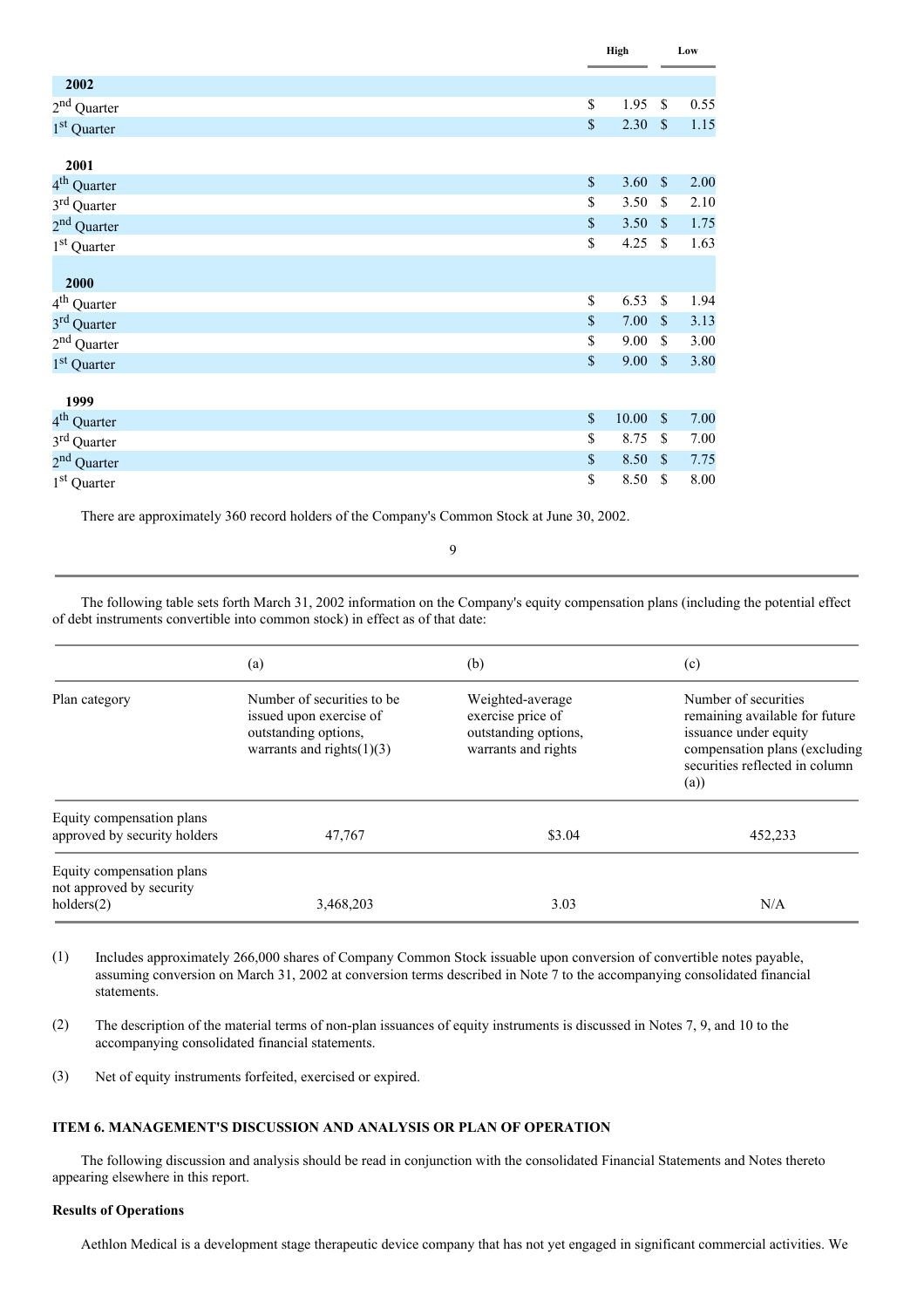| | High | Low |
|---|---|---|
| **2002** | | |
| 2nd Quarter | $ 1.95 | $ 0.55 |
| 1st Quarter | $ 2.30 | $ 1.15 |
| | | |
| **2001** | | |
| 4th Quarter | $ 3.60 | $ 2.00 |
| 3rd Quarter | $ 3.50 | $ 2.10 |
| 2nd Quarter | $ 3.50 | $ 1.75 |
| 1st Quarter | $ 4.25 | $ 1.63 |
| | | |
| **2000** | | |
| 4th Quarter | $ 6.53 | $ 1.94 |
| 3rd Quarter | $ 7.00 | $ 3.13 |
| 2nd Quarter | $ 9.00 | $ 3.00 |
| 1st Quarter | $ 9.00 | $ 3.80 |
| | | |
| **1999** | | |
| 4th Quarter | $ 10.00 | $ 7.00 |
| 3rd Quarter | $ 8.75 | $ 7.00 |
| 2nd Quarter | $ 8.50 | $ 7.75 |
| 1st Quarter | $ 8.50 | $ 8.00 |

There are approximately 360 record holders of the Company's Common Stock at June 30, 2002.

The following table sets forth March 31, 2002 information on the Company's equity compensation plans (including the potential effect of debt instruments convertible into common stock) in effect as of that date:

| | (a) | (b) | (c) |
|---|---|---|---|
| Plan category | Number of securities to be issued upon exercise of outstanding options, warrants and rights(1)(3) | Weighted-average exercise price of outstanding options, warrants and rights | Number of securities remaining available for future issuance under equity compensation plans (excluding securities reflected in column (a)) |
| Equity compensation plans approved by security holders | 47,767 | $3.04 | 452,233 |
| Equity compensation plans not approved by security holders(2) | 3,468,203 | 3.03 | N/A |

(1) Includes approximately 266,000 shares of Company Common Stock issuable upon conversion of convertible notes payable, assuming conversion on March 31, 2002 at conversion terms described in Note 7 to the accompanying consolidated financial statements.

(2) The description of the material terms of non-plan issuances of equity instruments is discussed in Notes 7, 9, and 10 to the accompanying consolidated financial statements.

(3) Net of equity instruments forfeited, exercised or expired.

## ITEM 6. MANAGEMENT'S DISCUSSION AND ANALYSIS OR PLAN OF OPERATION

The following discussion and analysis should be read in conjunction with the consolidated Financial Statements and Notes thereto appearing elsewhere in this report.

**Results of Operations**

Aethlon Medical is a development stage therapeutic device company that has not yet engaged in significant commercial activities. We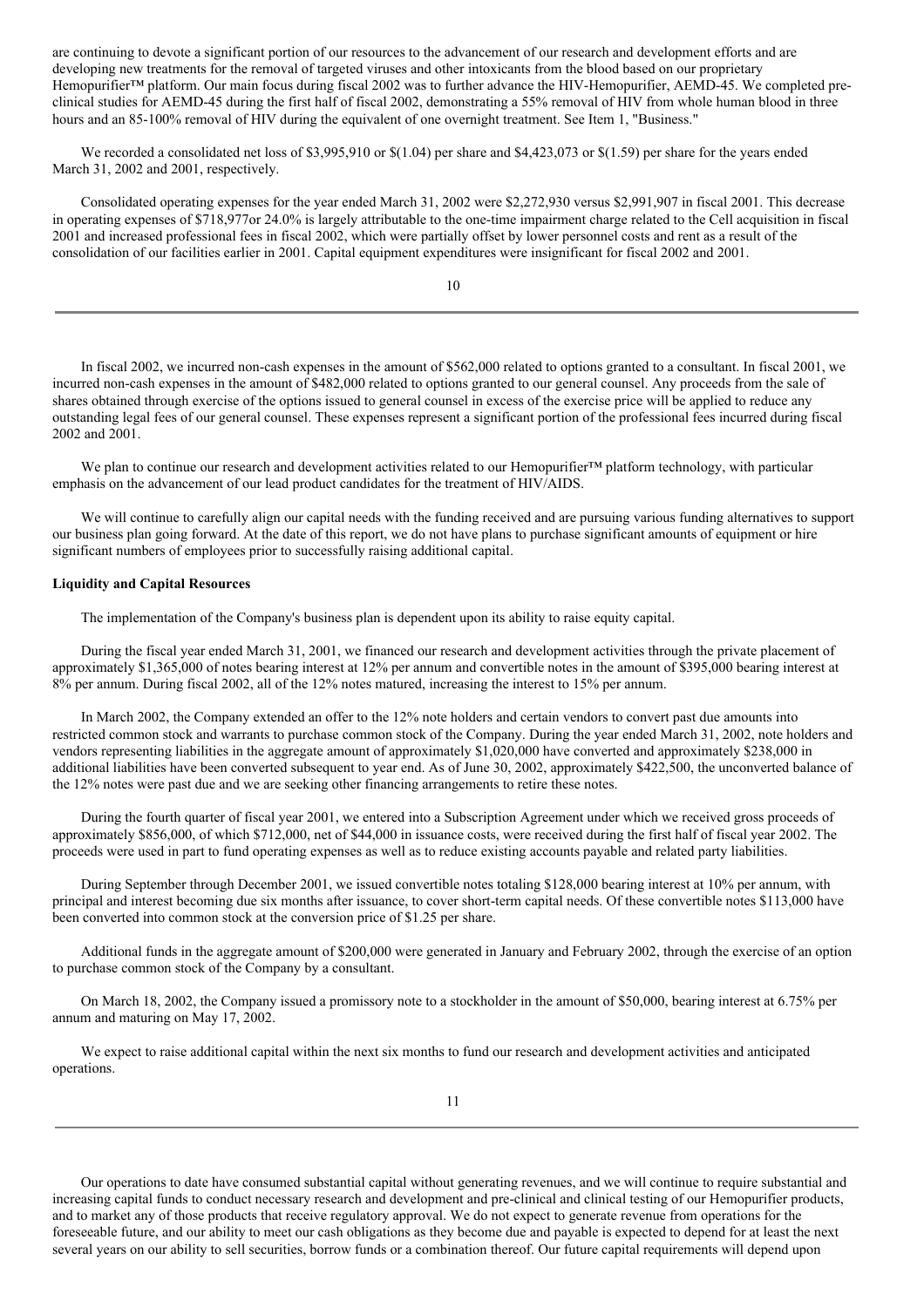are continuing to devote a significant portion of our resources to the advancement of our research and development efforts and are developing new treatments for the removal of targeted viruses and other intoxicants from the blood based on our proprietary Hemopurifier™ platform. Our main focus during fiscal 2002 was to further advance the HIV-Hemopurifier, AEMD-45. We completed pre-clinical studies for AEMD-45 during the first half of fiscal 2002, demonstrating a 55% removal of HIV from whole human blood in three hours and an 85-100% removal of HIV during the equivalent of one overnight treatment. See Item 1, "Business."

We recorded a consolidated net loss of $3,995,910 or $(1.04) per share and $4,423,073 or $(1.59) per share for the years ended March 31, 2002 and 2001, respectively.

Consolidated operating expenses for the year ended March 31, 2002 were $2,272,930 versus $2,991,907 in fiscal 2001. This decrease in operating expenses of $718,977or 24.0% is largely attributable to the one-time impairment charge related to the Cell acquisition in fiscal 2001 and increased professional fees in fiscal 2002, which were partially offset by lower personnel costs and rent as a result of the consolidation of our facilities earlier in 2001. Capital equipment expenditures were insignificant for fiscal 2002 and 2001.

In fiscal 2002, we incurred non-cash expenses in the amount of $562,000 related to options granted to a consultant. In fiscal 2001, we incurred non-cash expenses in the amount of $482,000 related to options granted to our general counsel. Any proceeds from the sale of shares obtained through exercise of the options issued to general counsel in excess of the exercise price will be applied to reduce any outstanding legal fees of our general counsel. These expenses represent a significant portion of the professional fees incurred during fiscal 2002 and 2001.

We plan to continue our research and development activities related to our Hemopurifier™ platform technology, with particular emphasis on the advancement of our lead product candidates for the treatment of HIV/AIDS.

We will continue to carefully align our capital needs with the funding received and are pursuing various funding alternatives to support our business plan going forward. At the date of this report, we do not have plans to purchase significant amounts of equipment or hire significant numbers of employees prior to successfully raising additional capital.

**Liquidity and Capital Resources**

The implementation of the Company's business plan is dependent upon its ability to raise equity capital.

During the fiscal year ended March 31, 2001, we financed our research and development activities through the private placement of approximately $1,365,000 of notes bearing interest at 12% per annum and convertible notes in the amount of $395,000 bearing interest at 8% per annum. During fiscal 2002, all of the 12% notes matured, increasing the interest to 15% per annum.

In March 2002, the Company extended an offer to the 12% note holders and certain vendors to convert past due amounts into restricted common stock and warrants to purchase common stock of the Company. During the year ended March 31, 2002, note holders and vendors representing liabilities in the aggregate amount of approximately $1,020,000 have converted and approximately $238,000 in additional liabilities have been converted subsequent to year end. As of June 30, 2002, approximately $422,500, the unconverted balance of the 12% notes were past due and we are seeking other financing arrangements to retire these notes.

During the fourth quarter of fiscal year 2001, we entered into a Subscription Agreement under which we received gross proceeds of approximately $856,000, of which $712,000, net of $44,000 in issuance costs, were received during the first half of fiscal year 2002. The proceeds were used in part to fund operating expenses as well as to reduce existing accounts payable and related party liabilities.

During September through December 2001, we issued convertible notes totaling $128,000 bearing interest at 10% per annum, with principal and interest becoming due six months after issuance, to cover short-term capital needs. Of these convertible notes $113,000 have been converted into common stock at the conversion price of $1.25 per share.

Additional funds in the aggregate amount of $200,000 were generated in January and February 2002, through the exercise of an option to purchase common stock of the Company by a consultant.

On March 18, 2002, the Company issued a promissory note to a stockholder in the amount of $50,000, bearing interest at 6.75% per annum and maturing on May 17, 2002.

We expect to raise additional capital within the next six months to fund our research and development activities and anticipated operations.

Our operations to date have consumed substantial capital without generating revenues, and we will continue to require substantial and increasing capital funds to conduct necessary research and development and pre-clinical and clinical testing of our Hemopurifier products, and to market any of those products that receive regulatory approval. We do not expect to generate revenue from operations for the foreseeable future, and our ability to meet our cash obligations as they become due and payable is expected to depend for at least the next several years on our ability to sell securities, borrow funds or a combination thereof. Our future capital requirements will depend upon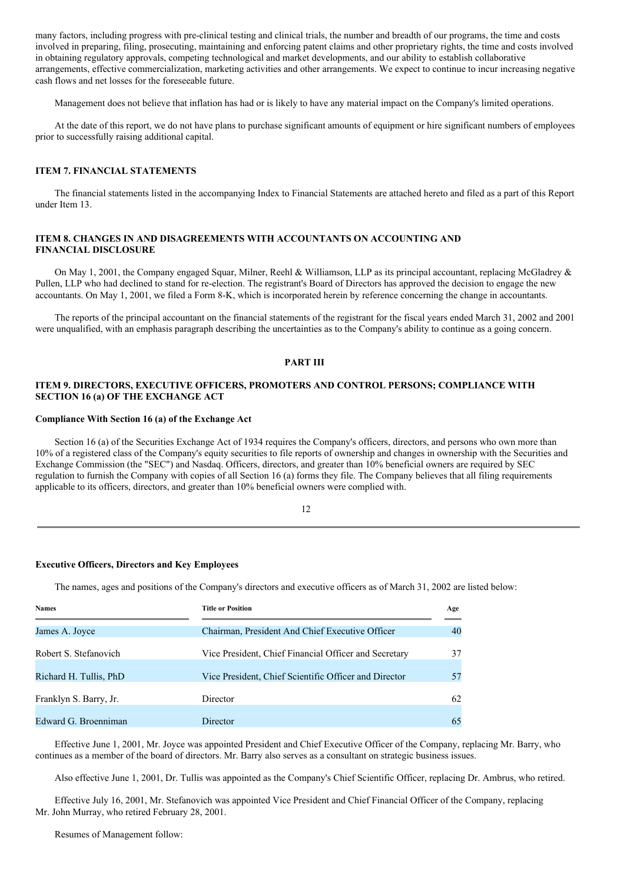many factors, including progress with pre-clinical testing and clinical trials, the number and breadth of our programs, the time and costs involved in preparing, filing, prosecuting, maintaining and enforcing patent claims and other proprietary rights, the time and costs involved in obtaining regulatory approvals, competing technological and market developments, and our ability to establish collaborative arrangements, effective commercialization, marketing activities and other arrangements. We expect to continue to incur increasing negative cash flows and net losses for the foreseeable future.

Management does not believe that inflation has had or is likely to have any material impact on the Company's limited operations.

At the date of this report, we do not have plans to purchase significant amounts of equipment or hire significant numbers of employees prior to successfully raising additional capital.

### ITEM 7. FINANCIAL STATEMENTS

The financial statements listed in the accompanying Index to Financial Statements are attached hereto and filed as a part of this Report under Item 13.

### ITEM 8. CHANGES IN AND DISAGREEMENTS WITH ACCOUNTANTS ON ACCOUNTING AND FINANCIAL DISCLOSURE

On May 1, 2001, the Company engaged Squar, Milner, Reehl & Williamson, LLP as its principal accountant, replacing McGladrey & Pullen, LLP who had declined to stand for re-election. The registrant's Board of Directors has approved the decision to engage the new accountants. On May 1, 2001, we filed a Form 8-K, which is incorporated herein by reference concerning the change in accountants.

The reports of the principal accountant on the financial statements of the registrant for the fiscal years ended March 31, 2002 and 2001 were unqualified, with an emphasis paragraph describing the uncertainties as to the Company's ability to continue as a going concern.

## PART III

### ITEM 9. DIRECTORS, EXECUTIVE OFFICERS, PROMOTERS AND CONTROL PERSONS; COMPLIANCE WITH SECTION 16 (a) OF THE EXCHANGE ACT

**Compliance With Section 16 (a) of the Exchange Act**

Section 16 (a) of the Securities Exchange Act of 1934 requires the Company's officers, directors, and persons who own more than 10% of a registered class of the Company's equity securities to file reports of ownership and changes in ownership with the Securities and Exchange Commission (the "SEC") and Nasdaq. Officers, directors, and greater than 10% beneficial owners are required by SEC regulation to furnish the Company with copies of all Section 16 (a) forms they file. The Company believes that all filing requirements applicable to its officers, directors, and greater than 10% beneficial owners were complied with.

**Executive Officers, Directors and Key Employees**

The names, ages and positions of the Company's directors and executive officers as of March 31, 2002 are listed below:

| Names | Title or Position | Age |
|---|---|---|
| James A. Joyce | Chairman, President And Chief Executive Officer | 40 |
| Robert S. Stefanovich | Vice President, Chief Financial Officer and Secretary | 37 |
| Richard H. Tullis, PhD | Vice President, Chief Scientific Officer and Director | 57 |
| Franklyn S. Barry, Jr. | Director | 62 |
| Edward G. Broenniman | Director | 65 |

Effective June 1, 2001, Mr. Joyce was appointed President and Chief Executive Officer of the Company, replacing Mr. Barry, who continues as a member of the board of directors. Mr. Barry also serves as a consultant on strategic business issues.

Also effective June 1, 2001, Dr. Tullis was appointed as the Company's Chief Scientific Officer, replacing Dr. Ambrus, who retired.

Effective July 16, 2001, Mr. Stefanovich was appointed Vice President and Chief Financial Officer of the Company, replacing Mr. John Murray, who retired February 28, 2001.

Resumes of Management follow: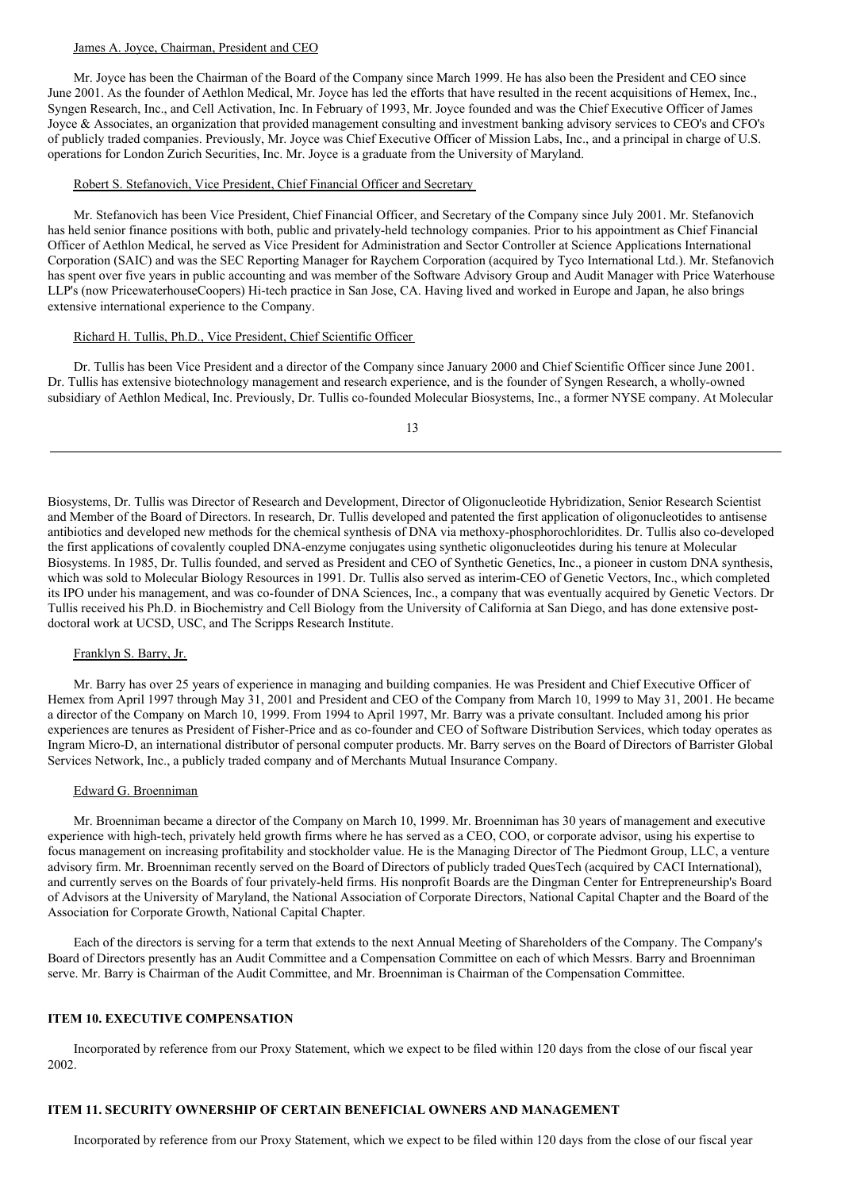James A. Joyce, Chairman, President and CEO

Mr. Joyce has been the Chairman of the Board of the Company since March 1999. He has also been the President and CEO since June 2001. As the founder of Aethlon Medical, Mr. Joyce has led the efforts that have resulted in the recent acquisitions of Hemex, Inc., Syngen Research, Inc., and Cell Activation, Inc. In February of 1993, Mr. Joyce founded and was the Chief Executive Officer of James Joyce & Associates, an organization that provided management consulting and investment banking advisory services to CEO's and CFO's of publicly traded companies. Previously, Mr. Joyce was Chief Executive Officer of Mission Labs, Inc., and a principal in charge of U.S. operations for London Zurich Securities, Inc. Mr. Joyce is a graduate from the University of Maryland.

Robert S. Stefanovich, Vice President, Chief Financial Officer and Secretary

Mr. Stefanovich has been Vice President, Chief Financial Officer, and Secretary of the Company since July 2001. Mr. Stefanovich has held senior finance positions with both, public and privately-held technology companies. Prior to his appointment as Chief Financial Officer of Aethlon Medical, he served as Vice President for Administration and Sector Controller at Science Applications International Corporation (SAIC) and was the SEC Reporting Manager for Raychem Corporation (acquired by Tyco International Ltd.). Mr. Stefanovich has spent over five years in public accounting and was member of the Software Advisory Group and Audit Manager with Price Waterhouse LLP's (now PricewaterhouseCoopers) Hi-tech practice in San Jose, CA. Having lived and worked in Europe and Japan, he also brings extensive international experience to the Company.

Richard H. Tullis, Ph.D., Vice President, Chief Scientific Officer

Dr. Tullis has been Vice President and a director of the Company since January 2000 and Chief Scientific Officer since June 2001. Dr. Tullis has extensive biotechnology management and research experience, and is the founder of Syngen Research, a wholly-owned subsidiary of Aethlon Medical, Inc. Previously, Dr. Tullis co-founded Molecular Biosystems, Inc., a former NYSE company. At Molecular Biosystems, Dr. Tullis was Director of Research and Development, Director of Oligonucleotide Hybridization, Senior Research Scientist and Member of the Board of Directors. In research, Dr. Tullis developed and patented the first application of oligonucleotides to antisense antibiotics and developed new methods for the chemical synthesis of DNA via methoxy-phosphorochloridites. Dr. Tullis also co-developed the first applications of covalently coupled DNA-enzyme conjugates using synthetic oligonucleotides during his tenure at Molecular Biosystems. In 1985, Dr. Tullis founded, and served as President and CEO of Synthetic Genetics, Inc., a pioneer in custom DNA synthesis, which was sold to Molecular Biology Resources in 1991. Dr. Tullis also served as interim-CEO of Genetic Vectors, Inc., which completed its IPO under his management, and was co-founder of DNA Sciences, Inc., a company that was eventually acquired by Genetic Vectors. Dr Tullis received his Ph.D. in Biochemistry and Cell Biology from the University of California at San Diego, and has done extensive post-doctoral work at UCSD, USC, and The Scripps Research Institute.

Franklyn S. Barry, Jr.

Mr. Barry has over 25 years of experience in managing and building companies. He was President and Chief Executive Officer of Hemex from April 1997 through May 31, 2001 and President and CEO of the Company from March 10, 1999 to May 31, 2001. He became a director of the Company on March 10, 1999. From 1994 to April 1997, Mr. Barry was a private consultant. Included among his prior experiences are tenures as President of Fisher-Price and as co-founder and CEO of Software Distribution Services, which today operates as Ingram Micro-D, an international distributor of personal computer products. Mr. Barry serves on the Board of Directors of Barrister Global Services Network, Inc., a publicly traded company and of Merchants Mutual Insurance Company.

Edward G. Broenniman

Mr. Broenniman became a director of the Company on March 10, 1999. Mr. Broenniman has 30 years of management and executive experience with high-tech, privately held growth firms where he has served as a CEO, COO, or corporate advisor, using his expertise to focus management on increasing profitability and stockholder value. He is the Managing Director of The Piedmont Group, LLC, a venture advisory firm. Mr. Broenniman recently served on the Board of Directors of publicly traded QuesTech (acquired by CACI International), and currently serves on the Boards of four privately-held firms. His nonprofit Boards are the Dingman Center for Entrepreneurship's Board of Advisors at the University of Maryland, the National Association of Corporate Directors, National Capital Chapter and the Board of the Association for Corporate Growth, National Capital Chapter.

Each of the directors is serving for a term that extends to the next Annual Meeting of Shareholders of the Company. The Company's Board of Directors presently has an Audit Committee and a Compensation Committee on each of which Messrs. Barry and Broenniman serve. Mr. Barry is Chairman of the Audit Committee, and Mr. Broenniman is Chairman of the Compensation Committee.

## ITEM 10. EXECUTIVE COMPENSATION

Incorporated by reference from our Proxy Statement, which we expect to be filed within 120 days from the close of our fiscal year 2002.

## ITEM 11. SECURITY OWNERSHIP OF CERTAIN BENEFICIAL OWNERS AND MANAGEMENT

Incorporated by reference from our Proxy Statement, which we expect to be filed within 120 days from the close of our fiscal year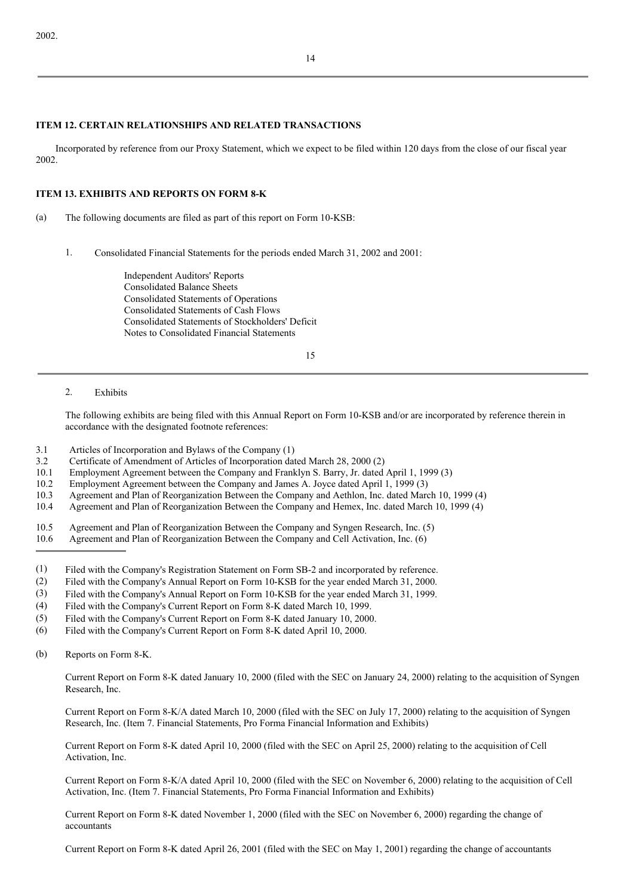2002.

### ITEM 12. CERTAIN RELATIONSHIPS AND RELATED TRANSACTIONS

Incorporated by reference from our Proxy Statement, which we expect to be filed within 120 days from the close of our fiscal year 2002.

### ITEM 13. EXHIBITS AND REPORTS ON FORM 8-K

(a) The following documents are filed as part of this report on Form 10-KSB:

1. Consolidated Financial Statements for the periods ended March 31, 2002 and 2001:

   Independent Auditors' Reports
   Consolidated Balance Sheets
   Consolidated Statements of Operations
   Consolidated Statements of Cash Flows
   Consolidated Statements of Stockholders' Deficit
   Notes to Consolidated Financial Statements

2. Exhibits

   The following exhibits are being filed with this Annual Report on Form 10-KSB and/or are incorporated by reference therein in accordance with the designated footnote references:

3.1 Articles of Incorporation and Bylaws of the Company (1)
3.2 Certificate of Amendment of Articles of Incorporation dated March 28, 2000 (2)
10.1 Employment Agreement between the Company and Franklyn S. Barry, Jr. dated April 1, 1999 (3)
10.2 Employment Agreement between the Company and James A. Joyce dated April 1, 1999 (3)
10.3 Agreement and Plan of Reorganization Between the Company and Aethlon, Inc. dated March 10, 1999 (4)
10.4 Agreement and Plan of Reorganization Between the Company and Hemex, Inc. dated March 10, 1999 (4)

10.5 Agreement and Plan of Reorganization Between the Company and Syngen Research, Inc. (5)
10.6 Agreement and Plan of Reorganization Between the Company and Cell Activation, Inc. (6)

---

(1) Filed with the Company's Registration Statement on Form SB-2 and incorporated by reference.
(2) Filed with the Company's Annual Report on Form 10-KSB for the year ended March 31, 2000.
(3) Filed with the Company's Annual Report on Form 10-KSB for the year ended March 31, 1999.
(4) Filed with the Company's Current Report on Form 8-K dated March 10, 1999.
(5) Filed with the Company's Current Report on Form 8-K dated January 10, 2000.
(6) Filed with the Company's Current Report on Form 8-K dated April 10, 2000.

(b) Reports on Form 8-K.

Current Report on Form 8-K dated January 10, 2000 (filed with the SEC on January 24, 2000) relating to the acquisition of Syngen Research, Inc.

Current Report on Form 8-K/A dated March 10, 2000 (filed with the SEC on July 17, 2000) relating to the acquisition of Syngen Research, Inc. (Item 7. Financial Statements, Pro Forma Financial Information and Exhibits)

Current Report on Form 8-K dated April 10, 2000 (filed with the SEC on April 25, 2000) relating to the acquisition of Cell Activation, Inc.

Current Report on Form 8-K/A dated April 10, 2000 (filed with the SEC on November 6, 2000) relating to the acquisition of Cell Activation, Inc. (Item 7. Financial Statements, Pro Forma Financial Information and Exhibits)

Current Report on Form 8-K dated November 1, 2000 (filed with the SEC on November 6, 2000) regarding the change of accountants

Current Report on Form 8-K dated April 26, 2001 (filed with the SEC on May 1, 2001) regarding the change of accountants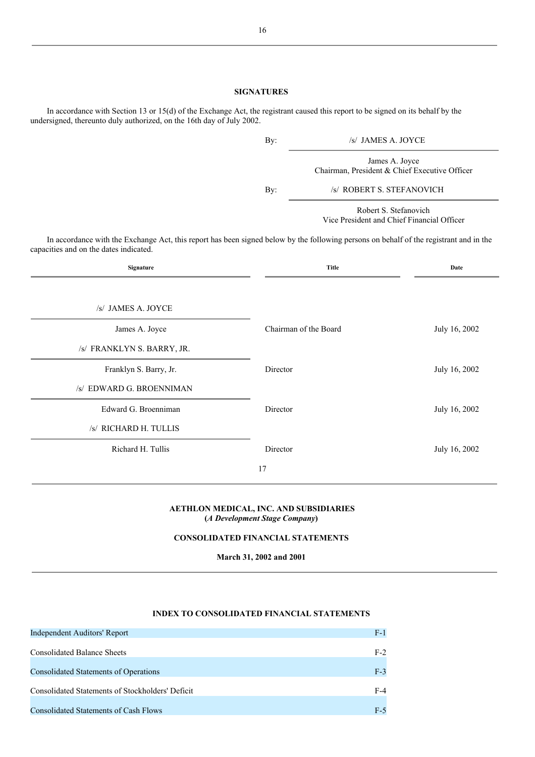## SIGNATURES

In accordance with Section 13 or 15(d) of the Exchange Act, the registrant caused this report to be signed on its behalf by the undersigned, thereunto duly authorized, on the 16th day of July 2002.

By: /s/ JAMES A. JOYCE

James A. Joyce
Chairman, President & Chief Executive Officer

By: /s/ ROBERT S. STEFANOVICH

Robert S. Stefanovich
Vice President and Chief Financial Officer

In accordance with the Exchange Act, this report has been signed below by the following persons on behalf of the registrant and in the capacities and on the dates indicated.

| Signature | Title | Date |
|---|---|---|
| /s/ JAMES A. JOYCE<br>James A. Joyce | Chairman of the Board | July 16, 2002 |
| /s/ FRANKLYN S. BARRY, JR.<br>Franklyn S. Barry, Jr. | Director | July 16, 2002 |
| /s/ EDWARD G. BROENNIMAN<br>Edward G. Broenniman | Director | July 16, 2002 |
| /s/ RICHARD H. TULLIS<br>Richard H. Tullis | Director | July 16, 2002 |

## AETHLON MEDICAL, INC. AND SUBSIDIARIES
**(*A Development Stage Company*)**

## CONSOLIDATED FINANCIAL STATEMENTS

**March 31, 2002 and 2001**

### INDEX TO CONSOLIDATED FINANCIAL STATEMENTS

| | |
|---|---|
| Independent Auditors' Report | F-1 |
| Consolidated Balance Sheets | F-2 |
| Consolidated Statements of Operations | F-3 |
| Consolidated Statements of Stockholders' Deficit | F-4 |
| Consolidated Statements of Cash Flows | F-5 |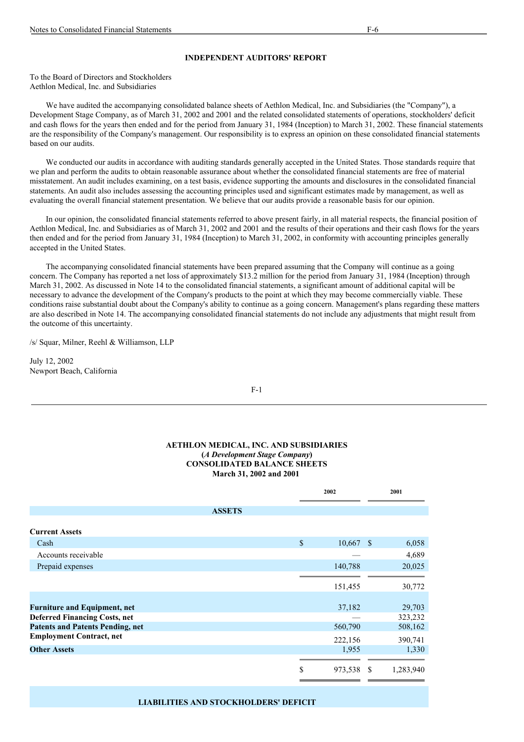### INDEPENDENT AUDITORS' REPORT

To the Board of Directors and Stockholders
Aethlon Medical, Inc. and Subsidiaries

We have audited the accompanying consolidated balance sheets of Aethlon Medical, Inc. and Subsidiaries (the "Company"), a Development Stage Company, as of March 31, 2002 and 2001 and the related consolidated statements of operations, stockholders' deficit and cash flows for the years then ended and for the period from January 31, 1984 (Inception) to March 31, 2002. These financial statements are the responsibility of the Company's management. Our responsibility is to express an opinion on these consolidated financial statements based on our audits.

We conducted our audits in accordance with auditing standards generally accepted in the United States. Those standards require that we plan and perform the audits to obtain reasonable assurance about whether the consolidated financial statements are free of material misstatement. An audit includes examining, on a test basis, evidence supporting the amounts and disclosures in the consolidated financial statements. An audit also includes assessing the accounting principles used and significant estimates made by management, as well as evaluating the overall financial statement presentation. We believe that our audits provide a reasonable basis for our opinion.

In our opinion, the consolidated financial statements referred to above present fairly, in all material respects, the financial position of Aethlon Medical, Inc. and Subsidiaries as of March 31, 2002 and 2001 and the results of their operations and their cash flows for the years then ended and for the period from January 31, 1984 (Inception) to March 31, 2002, in conformity with accounting principles generally accepted in the United States.

The accompanying consolidated financial statements have been prepared assuming that the Company will continue as a going concern. The Company has reported a net loss of approximately $13.2 million for the period from January 31, 1984 (Inception) through March 31, 2002. As discussed in Note 14 to the consolidated financial statements, a significant amount of additional capital will be necessary to advance the development of the Company's products to the point at which they may become commercially viable. These conditions raise substantial doubt about the Company's ability to continue as a going concern. Management's plans regarding these matters are also described in Note 14. The accompanying consolidated financial statements do not include any adjustments that might result from the outcome of this uncertainty.

/s/ Squar, Milner, Reehl & Williamson, LLP

July 12, 2002
Newport Beach, California

---

**AETHLON MEDICAL, INC. AND SUBSIDIARIES**
**(*A Development Stage Company*)**
**CONSOLIDATED BALANCE SHEETS**
**March 31, 2002 and 2001**

| | 2002 | 2001 |
|---|---|---|
| **ASSETS** | | |
| **Current Assets** | | |
| Cash | $ 10,667 | $ 6,058 |
| Accounts receivable | — | 4,689 |
| Prepaid expenses | 140,788 | 20,025 |
| | 151,455 | 30,772 |
| **Furniture and Equipment, net** | 37,182 | 29,703 |
| **Deferred Financing Costs, net** | — | 323,232 |
| **Patents and Patents Pending, net** | 560,790 | 508,162 |
| **Employment Contract, net** | 222,156 | 390,741 |
| **Other Assets** | 1,955 | 1,330 |
| | $ 973,538 | $ 1,283,940 |
| **LIABILITIES AND STOCKHOLDERS' DEFICIT** | | |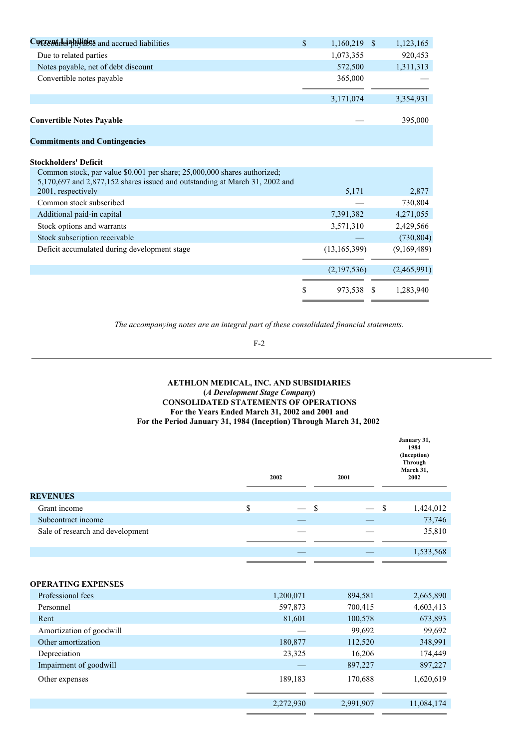| | 2002 | 2001 |
|---|---|---|
| **Current Liabilities** | | |
| Accounts payable and accrued liabilities | $ 1,160,219 | $ 1,123,165 |
| Due to related parties | 1,073,355 | 920,453 |
| Notes payable, net of debt discount | 572,500 | 1,311,313 |
| Convertible notes payable | 365,000 | — |
| | 3,171,074 | 3,354,931 |
| **Convertible Notes Payable** | — | 395,000 |
| **Commitments and Contingencies** | | |
| **Stockholders' Deficit** | | |
| Common stock, par value $0.001 per share; 25,000,000 shares authorized; 5,170,697 and 2,877,152 shares issued and outstanding at March 31, 2002 and 2001, respectively | 5,171 | 2,877 |
| Common stock subscribed | — | 730,804 |
| Additional paid-in capital | 7,391,382 | 4,271,055 |
| Stock options and warrants | 3,571,310 | 2,429,566 |
| Stock subscription receivable | — | (730,804) |
| Deficit accumulated during development stage | (13,165,399) | (9,169,489) |
| | (2,197,536) | (2,465,991) |
| | $ 973,538 | $ 1,283,940 |

*The accompanying notes are an integral part of these consolidated financial statements.*

**AETHLON MEDICAL, INC. AND SUBSIDIARIES**
**(*A Development Stage Company*)**
**CONSOLIDATED STATEMENTS OF OPERATIONS**
**For the Years Ended March 31, 2002 and 2001 and**
**For the Period January 31, 1984 (Inception) Through March 31, 2002**

| | 2002 | 2001 | January 31, 1984 (Inception) Through March 31, 2002 |
|---|---|---|---|
| **REVENUES** | | | |
| Grant income | $ — | $ — | $ 1,424,012 |
| Subcontract income | — | — | 73,746 |
| Sale of research and development | — | — | 35,810 |
| | — | — | 1,533,568 |
| **OPERATING EXPENSES** | | | |
| Professional fees | 1,200,071 | 894,581 | 2,665,890 |
| Personnel | 597,873 | 700,415 | 4,603,413 |
| Rent | 81,601 | 100,578 | 673,893 |
| Amortization of goodwill | — | 99,692 | 99,692 |
| Other amortization | 180,877 | 112,520 | 348,991 |
| Depreciation | 23,325 | 16,206 | 174,449 |
| Impairment of goodwill | — | 897,227 | 897,227 |
| Other expenses | 189,183 | 170,688 | 1,620,619 |
| | 2,272,930 | 2,991,907 | 11,084,174 |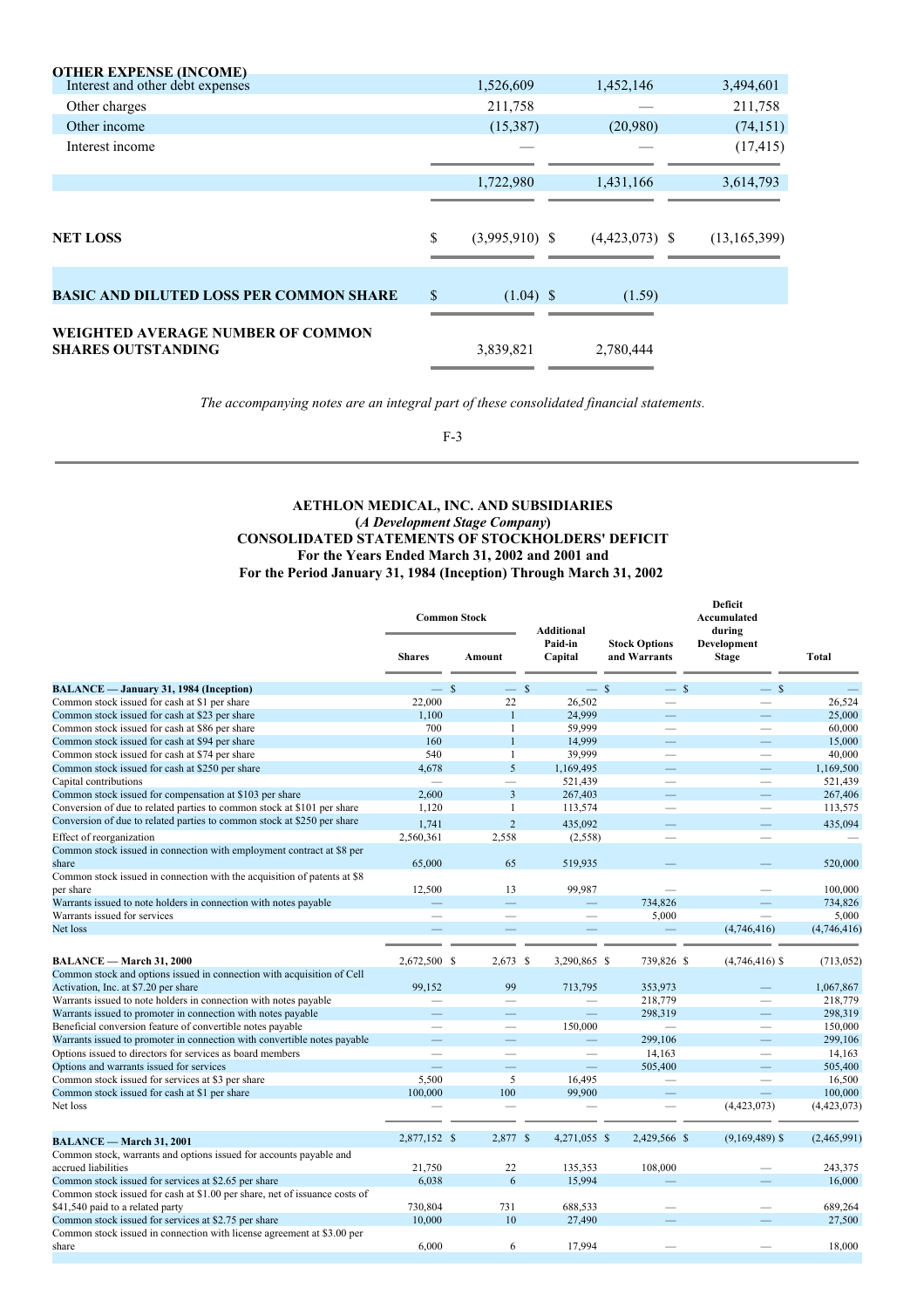| | | | |
|---|---|---|---|
| **OTHER EXPENSE (INCOME)** | | | |
| Interest and other debt expenses | 1,526,609 | 1,452,146 | 3,494,601 |
| Other charges | 211,758 | — | 211,758 |
| Other income | (15,387) | (20,980) | (74,151) |
| Interest income | — | — | (17,415) |
| | 1,722,980 | 1,431,166 | 3,614,793 |
| **NET LOSS** | $ (3,995,910) | $ (4,423,073) | $ (13,165,399) |
| **BASIC AND DILUTED LOSS PER COMMON SHARE** | $ (1.04) | $ (1.59) | |
| **WEIGHTED AVERAGE NUMBER OF COMMON SHARES OUTSTANDING** | 3,839,821 | 2,780,444 | |

*The accompanying notes are an integral part of these consolidated financial statements.*

F-3

---

**AETHLON MEDICAL, INC. AND SUBSIDIARIES**
**(*A Development Stage Company*)**
**CONSOLIDATED STATEMENTS OF STOCKHOLDERS' DEFICIT**
**For the Years Ended March 31, 2002 and 2001 and**
**For the Period January 31, 1984 (Inception) Through March 31, 2002**

| | Common Stock | | Additional Paid-in Capital | Stock Options and Warrants | Deficit Accumulated during Development Stage | Total |
|---|---|---|---|---|---|---|
| | Shares | Amount | | | | |
| **BALANCE — January 31, 1984 (Inception)** | — | $ — | $ — | $ — | $ — | $ — |
| Common stock issued for cash at $1 per share | 22,000 | 22 | 26,502 | — | — | 26,524 |
| Common stock issued for cash at $23 per share | 1,100 | 1 | 24,999 | — | — | 25,000 |
| Common stock issued for cash at $86 per share | 700 | 1 | 59,999 | — | — | 60,000 |
| Common stock issued for cash at $94 per share | 160 | 1 | 14,999 | — | — | 15,000 |
| Common stock issued for cash at $74 per share | 540 | 1 | 39,999 | — | — | 40,000 |
| Common stock issued for cash at $250 per share | 4,678 | 5 | 1,169,495 | — | — | 1,169,500 |
| Capital contributions | — | — | 521,439 | — | — | 521,439 |
| Common stock issued for compensation at $103 per share | 2,600 | 3 | 267,403 | — | — | 267,406 |
| Conversion of due to related parties to common stock at $101 per share | 1,120 | 1 | 113,574 | — | — | 113,575 |
| Conversion of due to related parties to common stock at $250 per share | 1,741 | 2 | 435,092 | — | — | 435,094 |
| Effect of reorganization | 2,560,361 | 2,558 | (2,558) | — | — | — |
| Common stock issued in connection with employment contract at $8 per share | 65,000 | 65 | 519,935 | — | — | 520,000 |
| Common stock issued in connection with the acquisition of patents at $8 per share | 12,500 | 13 | 99,987 | — | — | 100,000 |
| Warrants issued to note holders in connection with notes payable | — | — | — | 734,826 | — | 734,826 |
| Warrants issued for services | — | — | — | 5,000 | — | 5,000 |
| Net loss | — | — | — | — | (4,746,416) | (4,746,416) |
| **BALANCE — March 31, 2000** | 2,672,500 | $ 2,673 | $ 3,290,865 | $ 739,826 | $ (4,746,416) | $ (713,052) |
| Common stock and options issued in connection with acquisition of Cell Activation, Inc. at $7.20 per share | 99,152 | 99 | 713,795 | 353,973 | — | 1,067,867 |
| Warrants issued to note holders in connection with notes payable | — | — | — | 218,779 | — | 218,779 |
| Warrants issued to promoter in connection with notes payable | — | — | — | 298,319 | — | 298,319 |
| Beneficial conversion feature of convertible notes payable | — | — | 150,000 | — | — | 150,000 |
| Warrants issued to promoter in connection with convertible notes payable | — | — | — | 299,106 | — | 299,106 |
| Options issued to directors for services as board members | — | — | — | 14,163 | — | 14,163 |
| Options and warrants issued for services | — | — | — | 505,400 | — | 505,400 |
| Common stock issued for services at $3 per share | 5,500 | 5 | 16,495 | — | — | 16,500 |
| Common stock issued for cash at $1 per share | 100,000 | 100 | 99,900 | — | — | 100,000 |
| Net loss | — | — | — | — | (4,423,073) | (4,423,073) |
| **BALANCE — March 31, 2001** | 2,877,152 | $ 2,877 | $ 4,271,055 | $ 2,429,566 | $ (9,169,489) | $ (2,465,991) |
| Common stock, warrants and options issued for accounts payable and accrued liabilities | 21,750 | 22 | 135,353 | 108,000 | — | 243,375 |
| Common stock issued for services at $2.65 per share | 6,038 | 6 | 15,994 | — | — | 16,000 |
| Common stock issued for cash at $1.00 per share, net of issuance costs of $41,540 paid to a related party | 730,804 | 731 | 688,533 | — | — | 689,264 |
| Common stock issued for services at $2.75 per share | 10,000 | 10 | 27,490 | — | — | 27,500 |
| Common stock issued in connection with license agreement at $3.00 per share | 6,000 | 6 | 17,994 | — | — | 18,000 |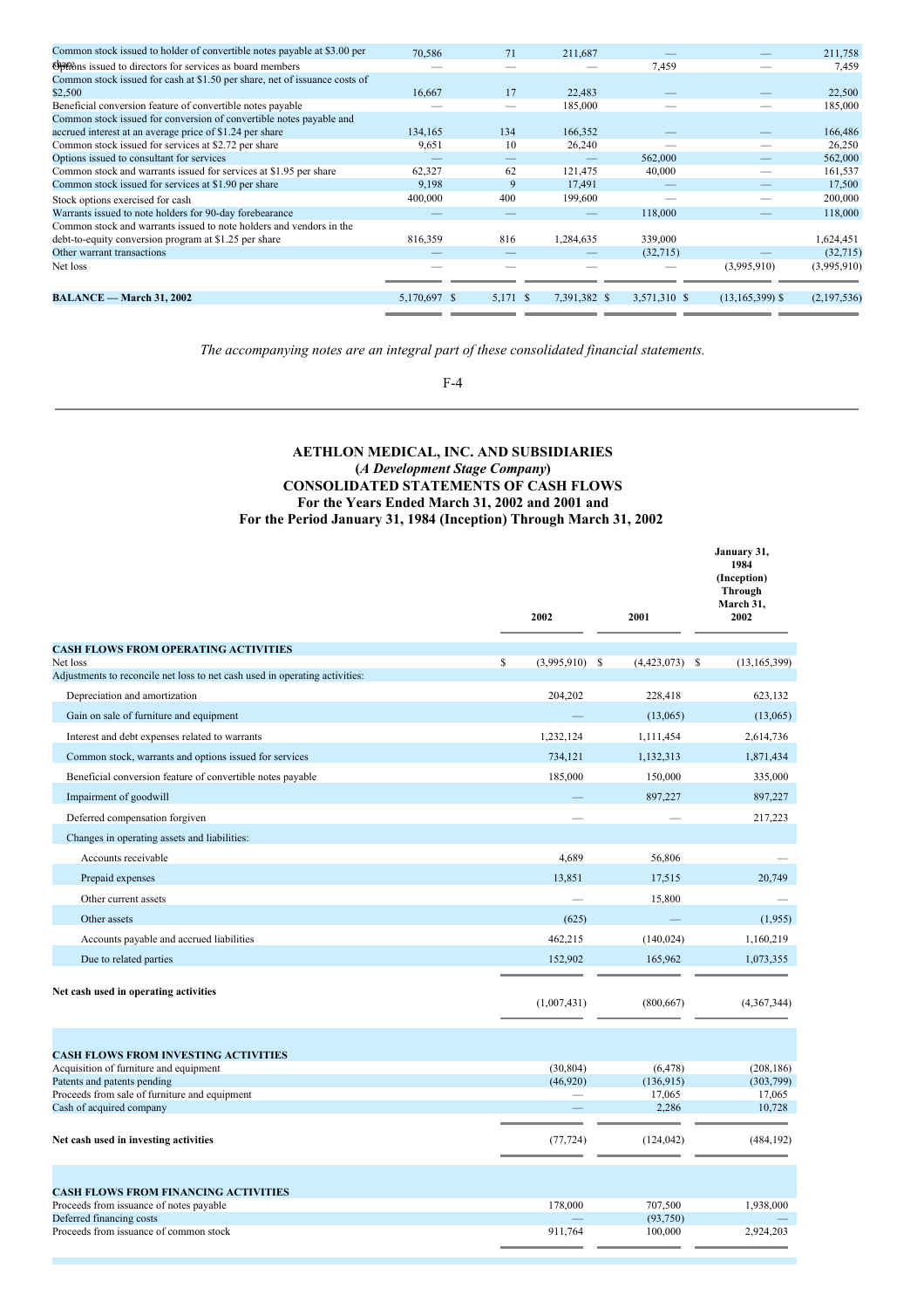| | | | | | | |
|---|---|---|---|---|---|---|
| Common stock issued to holder of convertible notes payable at $3.00 per share | 70,586 | 71 | 211,687 | — | — | 211,758 |
| Options issued to directors for services as board members | — | — | — | 7,459 | — | 7,459 |
| Common stock issued for cash at $1.50 per share, net of issuance costs of $2,500 | 16,667 | 17 | 22,483 | — | — | 22,500 |
| Beneficial conversion feature of convertible notes payable | — | — | 185,000 | — | — | 185,000 |
| Common stock issued for conversion of convertible notes payable and accrued interest at an average price of $1.24 per share | 134,165 | 134 | 166,352 | — | — | 166,486 |
| Common stock issued for services at $2.72 per share | 9,651 | 10 | 26,240 | — | — | 26,250 |
| Options issued to consultant for services | — | — | — | 562,000 | — | 562,000 |
| Common stock and warrants issued for services at $1.95 per share | 62,327 | 62 | 121,475 | 40,000 | — | 161,537 |
| Common stock issued for services at $1.90 per share | 9,198 | 9 | 17,491 | — | — | 17,500 |
| Stock options exercised for cash | 400,000 | 400 | 199,600 | — | — | 200,000 |
| Warrants issued to note holders for 90-day forebearance | — | — | — | 118,000 | — | 118,000 |
| Common stock and warrants issued to note holders and vendors in the debt-to-equity conversion program at $1.25 per share | 816,359 | 816 | 1,284,635 | 339,000 | | 1,624,451 |
| Other warrant transactions | — | — | — | (32,715) | — | (32,715) |
| Net loss | — | — | — | — | (3,995,910) | (3,995,910) |
| **BALANCE — March 31, 2002** | 5,170,697 | $ 5,171 | $ 7,391,382 | $ 3,571,310 | $ (13,165,399) | $ (2,197,536) |

*The accompanying notes are an integral part of these consolidated financial statements.*

## AETHLON MEDICAL, INC. AND SUBSIDIARIES
## (*A Development Stage Company*)
## CONSOLIDATED STATEMENTS OF CASH FLOWS
## For the Years Ended March 31, 2002 and 2001 and For the Period January 31, 1984 (Inception) Through March 31, 2002

| | 2002 | 2001 | January 31, 1984 (Inception) Through March 31, 2002 |
|---|---|---|---|
| **CASH FLOWS FROM OPERATING ACTIVITIES** | | | |
| Net loss | $ (3,995,910) | $ (4,423,073) | $ (13,165,399) |
| Adjustments to reconcile net loss to net cash used in operating activities: | | | |
| Depreciation and amortization | 204,202 | 228,418 | 623,132 |
| Gain on sale of furniture and equipment | — | (13,065) | (13,065) |
| Interest and debt expenses related to warrants | 1,232,124 | 1,111,454 | 2,614,736 |
| Common stock, warrants and options issued for services | 734,121 | 1,132,313 | 1,871,434 |
| Beneficial conversion feature of convertible notes payable | 185,000 | 150,000 | 335,000 |
| Impairment of goodwill | — | 897,227 | 897,227 |
| Deferred compensation forgiven | — | — | 217,223 |
| Changes in operating assets and liabilities: | | | |
| Accounts receivable | 4,689 | 56,806 | — |
| Prepaid expenses | 13,851 | 17,515 | 20,749 |
| Other current assets | — | 15,800 | — |
| Other assets | (625) | — | (1,955) |
| Accounts payable and accrued liabilities | 462,215 | (140,024) | 1,160,219 |
| Due to related parties | 152,902 | 165,962 | 1,073,355 |
| **Net cash used in operating activities** | (1,007,431) | (800,667) | (4,367,344) |
| **CASH FLOWS FROM INVESTING ACTIVITIES** | | | |
| Acquisition of furniture and equipment | (30,804) | (6,478) | (208,186) |
| Patents and patents pending | (46,920) | (136,915) | (303,799) |
| Proceeds from sale of furniture and equipment | — | 17,065 | 17,065 |
| Cash of acquired company | — | 2,286 | 10,728 |
| **Net cash used in investing activities** | (77,724) | (124,042) | (484,192) |
| **CASH FLOWS FROM FINANCING ACTIVITIES** | | | |
| Proceeds from issuance of notes payable | 178,000 | 707,500 | 1,938,000 |
| Deferred financing costs | — | (93,750) | — |
| Proceeds from issuance of common stock | 911,764 | 100,000 | 2,924,203 |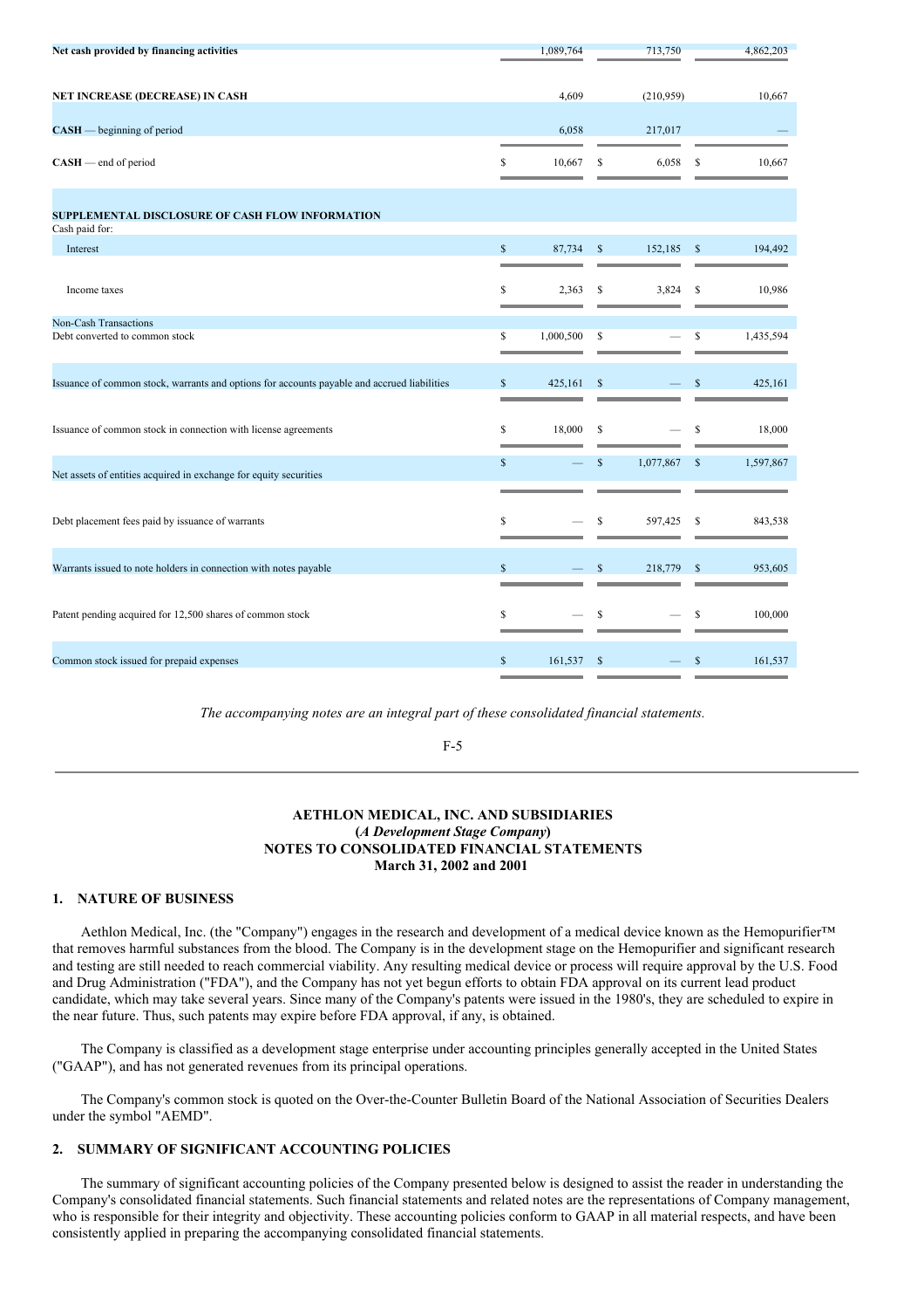| | | | |
|---|---|---|---|
| **Net cash provided by financing activities** | 1,089,764 | 713,750 | 4,862,203 |
| **NET INCREASE (DECREASE) IN CASH** | 4,609 | (210,959) | 10,667 |
| **CASH** — beginning of period | 6,058 | 217,017 | — |
| **CASH** — end of period | $ 10,667 | $ 6,058 | $ 10,667 |
| **SUPPLEMENTAL DISCLOSURE OF CASH FLOW INFORMATION** | | | |
| Cash paid for: | | | |
| Interest | $ 87,734 | $ 152,185 | $ 194,492 |
| Income taxes | $ 2,363 | $ 3,824 | $ 10,986 |
| Non-Cash Transactions | | | |
| Debt converted to common stock | $ 1,000,500 | $ — | $ 1,435,594 |
| Issuance of common stock, warrants and options for accounts payable and accrued liabilities | $ 425,161 | $ — | $ 425,161 |
| Issuance of common stock in connection with license agreements | $ 18,000 | $ — | $ 18,000 |
| Net assets of entities acquired in exchange for equity securities | $ — | $ 1,077,867 | $ 1,597,867 |
| Debt placement fees paid by issuance of warrants | $ — | $ 597,425 | $ 843,538 |
| Warrants issued to note holders in connection with notes payable | $ — | $ 218,779 | $ 953,605 |
| Patent pending acquired for 12,500 shares of common stock | $ — | $ — | $ 100,000 |
| Common stock issued for prepaid expenses | $ 161,537 | $ — | $ 161,537 |

*The accompanying notes are an integral part of these consolidated financial statements.*

F-5

**AETHLON MEDICAL, INC. AND SUBSIDIARIES**
**(*A Development Stage Company*)**
**NOTES TO CONSOLIDATED FINANCIAL STATEMENTS**
**March 31, 2002 and 2001**

## 1. NATURE OF BUSINESS

Aethlon Medical, Inc. (the "Company") engages in the research and development of a medical device known as the Hemopurifier™ that removes harmful substances from the blood. The Company is in the development stage on the Hemopurifier and significant research and testing are still needed to reach commercial viability. Any resulting medical device or process will require approval by the U.S. Food and Drug Administration ("FDA"), and the Company has not yet begun efforts to obtain FDA approval on its current lead product candidate, which may take several years. Since many of the Company's patents were issued in the 1980's, they are scheduled to expire in the near future. Thus, such patents may expire before FDA approval, if any, is obtained.

The Company is classified as a development stage enterprise under accounting principles generally accepted in the United States ("GAAP"), and has not generated revenues from its principal operations.

The Company's common stock is quoted on the Over-the-Counter Bulletin Board of the National Association of Securities Dealers under the symbol "AEMD".

## 2. SUMMARY OF SIGNIFICANT ACCOUNTING POLICIES

The summary of significant accounting policies of the Company presented below is designed to assist the reader in understanding the Company's consolidated financial statements. Such financial statements and related notes are the representations of Company management, who is responsible for their integrity and objectivity. These accounting policies conform to GAAP in all material respects, and have been consistently applied in preparing the accompanying consolidated financial statements.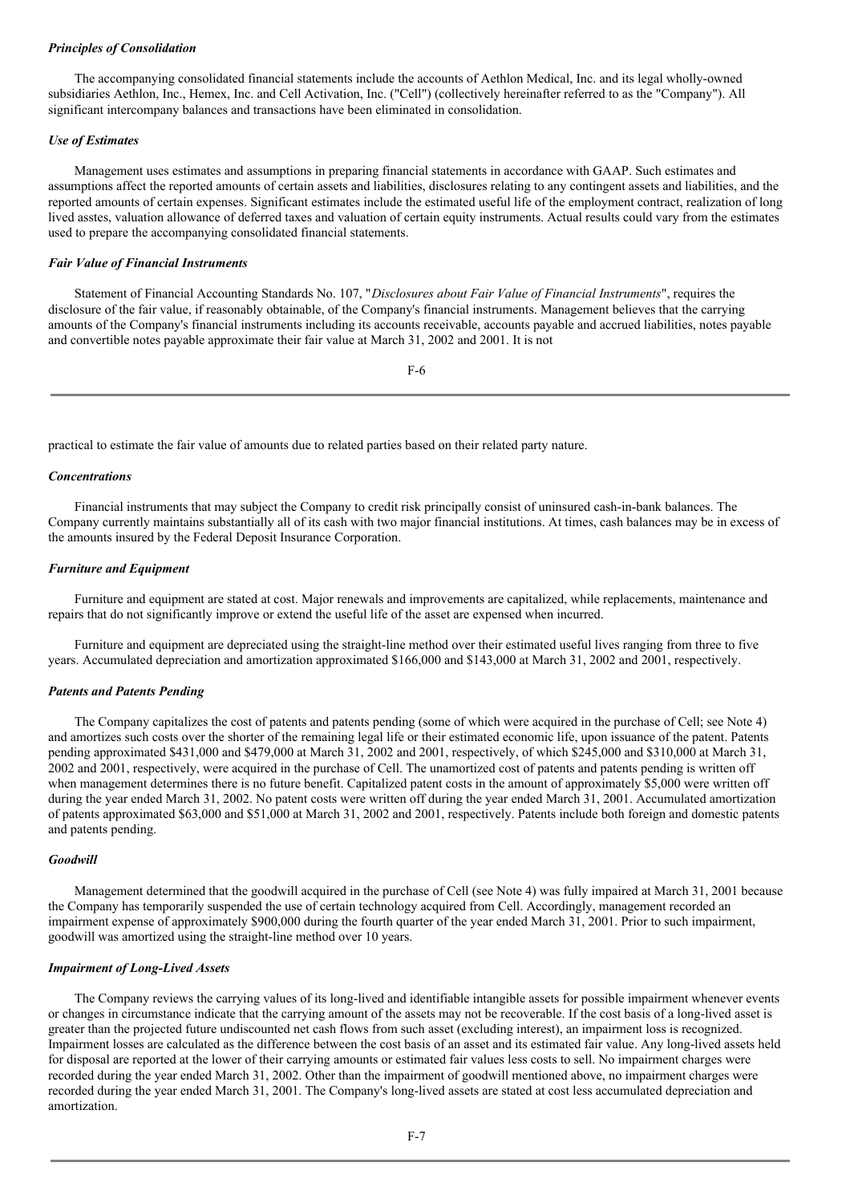***Principles of Consolidation***

The accompanying consolidated financial statements include the accounts of Aethlon Medical, Inc. and its legal wholly-owned subsidiaries Aethlon, Inc., Hemex, Inc. and Cell Activation, Inc. ("Cell") (collectively hereinafter referred to as the "Company"). All significant intercompany balances and transactions have been eliminated in consolidation.

***Use of Estimates***

Management uses estimates and assumptions in preparing financial statements in accordance with GAAP. Such estimates and assumptions affect the reported amounts of certain assets and liabilities, disclosures relating to any contingent assets and liabilities, and the reported amounts of certain expenses. Significant estimates include the estimated useful life of the employment contract, realization of long lived asstes, valuation allowance of deferred taxes and valuation of certain equity instruments. Actual results could vary from the estimates used to prepare the accompanying consolidated financial statements.

***Fair Value of Financial Instruments***

Statement of Financial Accounting Standards No. 107, "*Disclosures about Fair Value of Financial Instruments*", requires the disclosure of the fair value, if reasonably obtainable, of the Company's financial instruments. Management believes that the carrying amounts of the Company's financial instruments including its accounts receivable, accounts payable and accrued liabilities, notes payable and convertible notes payable approximate their fair value at March 31, 2002 and 2001. It is not practical to estimate the fair value of amounts due to related parties based on their related party nature.

***Concentrations***

Financial instruments that may subject the Company to credit risk principally consist of uninsured cash-in-bank balances. The Company currently maintains substantially all of its cash with two major financial institutions. At times, cash balances may be in excess of the amounts insured by the Federal Deposit Insurance Corporation.

***Furniture and Equipment***

Furniture and equipment are stated at cost. Major renewals and improvements are capitalized, while replacements, maintenance and repairs that do not significantly improve or extend the useful life of the asset are expensed when incurred.

Furniture and equipment are depreciated using the straight-line method over their estimated useful lives ranging from three to five years. Accumulated depreciation and amortization approximated $166,000 and $143,000 at March 31, 2002 and 2001, respectively.

***Patents and Patents Pending***

The Company capitalizes the cost of patents and patents pending (some of which were acquired in the purchase of Cell; see Note 4) and amortizes such costs over the shorter of the remaining legal life or their estimated economic life, upon issuance of the patent. Patents pending approximated $431,000 and $479,000 at March 31, 2002 and 2001, respectively, of which $245,000 and $310,000 at March 31, 2002 and 2001, respectively, were acquired in the purchase of Cell. The unamortized cost of patents and patents pending is written off when management determines there is no future benefit. Capitalized patent costs in the amount of approximately $5,000 were written off during the year ended March 31, 2002. No patent costs were written off during the year ended March 31, 2001. Accumulated amortization of patents approximated $63,000 and $51,000 at March 31, 2002 and 2001, respectively. Patents include both foreign and domestic patents and patents pending.

***Goodwill***

Management determined that the goodwill acquired in the purchase of Cell (see Note 4) was fully impaired at March 31, 2001 because the Company has temporarily suspended the use of certain technology acquired from Cell. Accordingly, management recorded an impairment expense of approximately $900,000 during the fourth quarter of the year ended March 31, 2001. Prior to such impairment, goodwill was amortized using the straight-line method over 10 years.

***Impairment of Long-Lived Assets***

The Company reviews the carrying values of its long-lived and identifiable intangible assets for possible impairment whenever events or changes in circumstance indicate that the carrying amount of the assets may not be recoverable. If the cost basis of a long-lived asset is greater than the projected future undiscounted net cash flows from such asset (excluding interest), an impairment loss is recognized. Impairment losses are calculated as the difference between the cost basis of an asset and its estimated fair value. Any long-lived assets held for disposal are reported at the lower of their carrying amounts or estimated fair values less costs to sell. No impairment charges were recorded during the year ended March 31, 2002. Other than the impairment of goodwill mentioned above, no impairment charges were recorded during the year ended March 31, 2001. The Company's long-lived assets are stated at cost less accumulated depreciation and amortization.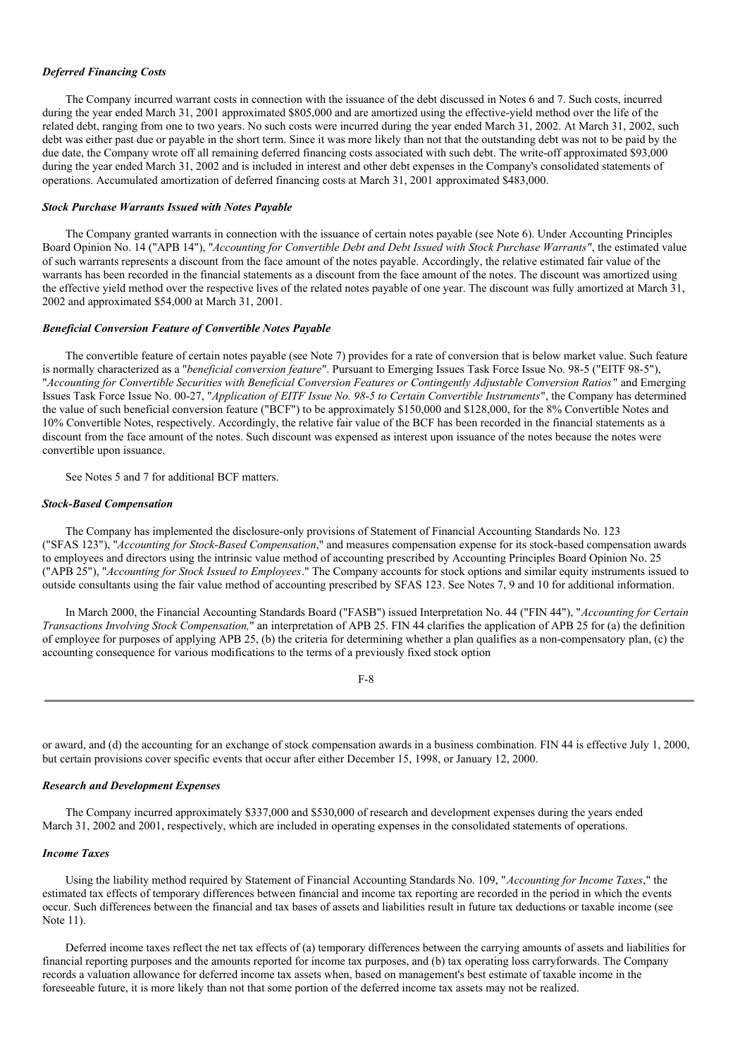#### *Deferred Financing Costs*

The Company incurred warrant costs in connection with the issuance of the debt discussed in Notes 6 and 7. Such costs, incurred during the year ended March 31, 2001 approximated \$805,000 and are amortized using the effective-yield method over the life of the related debt, ranging from one to two years. No such costs were incurred during the year ended March 31, 2002. At March 31, 2002, such debt was either past due or payable in the short term. Since it was more likely than not that the outstanding debt was not to be paid by the due date, the Company wrote off all remaining deferred financing costs associated with such debt. The write-off approximated \$93,000 during the year ended March 31, 2002 and is included in interest and other debt expenses in the Company's consolidated statements of operations. Accumulated amortization of deferred financing costs at March 31, 2001 approximated \$483,000.

#### *Stock Purchase Warrants Issued with Notes Payable*

The Company granted warrants in connection with the issuance of certain notes payable (see Note 6). Under Accounting Principles Board Opinion No. 14 ("APB 14"), "*Accounting for Convertible Debt and Debt Issued with Stock Purchase Warrants"*, the estimated value of such warrants represents a discount from the face amount of the notes payable. Accordingly, the relative estimated fair value of the warrants has been recorded in the financial statements as a discount from the face amount of the notes. The discount was amortized using the effective yield method over the respective lives of the related notes payable of one year. The discount was fully amortized at March 31, 2002 and approximated \$54,000 at March 31, 2001.

#### *Beneficial Conversion Feature of Convertible Notes Payable*

The convertible feature of certain notes payable (see Note 7) provides for a rate of conversion that is below market value. Such feature is normally characterized as a "*beneficial conversion feature*". Pursuant to Emerging Issues Task Force Issue No. 98-5 ("EITF 98-5"), "*Accounting for Convertible Securities with Beneficial Conversion Features or Contingently Adjustable Conversion Ratios*" and Emerging Issues Task Force Issue No. 00-27, "*Application of EITF Issue No. 98-5 to Certain Convertible Instruments*", the Company has determined the value of such beneficial conversion feature ("BCF") to be approximately \$150,000 and \$128,000, for the 8% Convertible Notes and 10% Convertible Notes, respectively. Accordingly, the relative fair value of the BCF has been recorded in the financial statements as a discount from the face amount of the notes. Such discount was expensed as interest upon issuance of the notes because the notes were convertible upon issuance.

See Notes 5 and 7 for additional BCF matters.

#### *Stock-Based Compensation*

The Company has implemented the disclosure-only provisions of Statement of Financial Accounting Standards No. 123 ("SFAS 123"), "*Accounting for Stock-Based Compensation*," and measures compensation expense for its stock-based compensation awards to employees and directors using the intrinsic value method of accounting prescribed by Accounting Principles Board Opinion No. 25 ("APB 25"), "*Accounting for Stock Issued to Employees*." The Company accounts for stock options and similar equity instruments issued to outside consultants using the fair value method of accounting prescribed by SFAS 123. See Notes 7, 9 and 10 for additional information.

In March 2000, the Financial Accounting Standards Board ("FASB") issued Interpretation No. 44 ("FIN 44"), "*Accounting for Certain Transactions Involving Stock Compensation,*" an interpretation of APB 25. FIN 44 clarifies the application of APB 25 for (a) the definition of employee for purposes of applying APB 25, (b) the criteria for determining whether a plan qualifies as a non-compensatory plan, (c) the accounting consequence for various modifications to the terms of a previously fixed stock option or award, and (d) the accounting for an exchange of stock compensation awards in a business combination. FIN 44 is effective July 1, 2000, but certain provisions cover specific events that occur after either December 15, 1998, or January 12, 2000.

#### *Research and Development Expenses*

The Company incurred approximately \$337,000 and \$530,000 of research and development expenses during the years ended March 31, 2002 and 2001, respectively, which are included in operating expenses in the consolidated statements of operations.

#### *Income Taxes*

Using the liability method required by Statement of Financial Accounting Standards No. 109, "*Accounting for Income Taxes*," the estimated tax effects of temporary differences between financial and income tax reporting are recorded in the period in which the events occur. Such differences between the financial and tax bases of assets and liabilities result in future tax deductions or taxable income (see Note 11).

Deferred income taxes reflect the net tax effects of (a) temporary differences between the carrying amounts of assets and liabilities for financial reporting purposes and the amounts reported for income tax purposes, and (b) tax operating loss carryforwards. The Company records a valuation allowance for deferred income tax assets when, based on management's best estimate of taxable income in the foreseeable future, it is more likely than not that some portion of the deferred income tax assets may not be realized.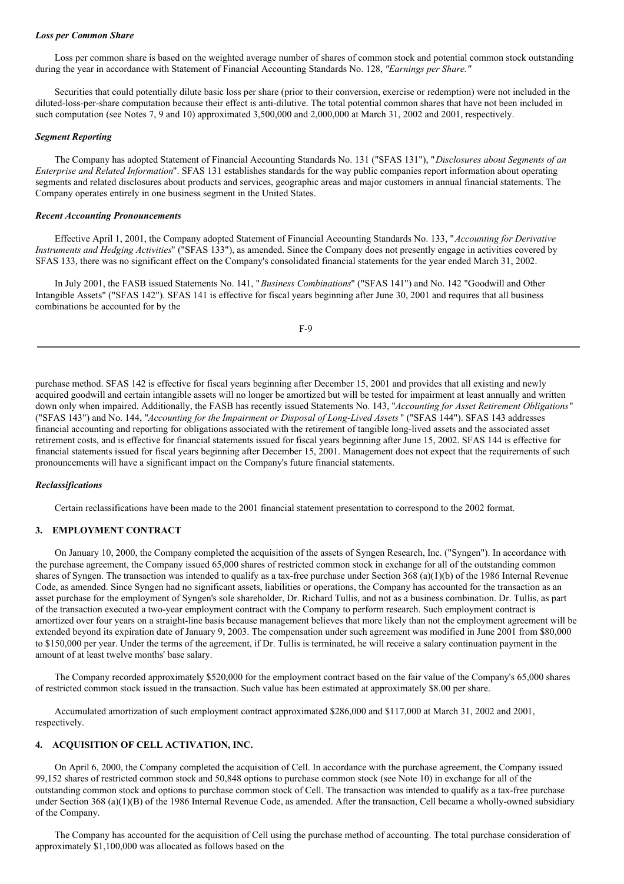***Loss per Common Share***

Loss per common share is based on the weighted average number of shares of common stock and potential common stock outstanding during the year in accordance with Statement of Financial Accounting Standards No. 128, *"Earnings per Share."*

Securities that could potentially dilute basic loss per share (prior to their conversion, exercise or redemption) were not included in the diluted-loss-per-share computation because their effect is anti-dilutive. The total potential common shares that have not been included in such computation (see Notes 7, 9 and 10) approximated 3,500,000 and 2,000,000 at March 31, 2002 and 2001, respectively.

***Segment Reporting***

The Company has adopted Statement of Financial Accounting Standards No. 131 ("SFAS 131"), "*Disclosures about Segments of an Enterprise and Related Information*". SFAS 131 establishes standards for the way public companies report information about operating segments and related disclosures about products and services, geographic areas and major customers in annual financial statements. The Company operates entirely in one business segment in the United States.

***Recent Accounting Pronouncements***

Effective April 1, 2001, the Company adopted Statement of Financial Accounting Standards No. 133, "*Accounting for Derivative Instruments and Hedging Activities*" ("SFAS 133"), as amended. Since the Company does not presently engage in activities covered by SFAS 133, there was no significant effect on the Company's consolidated financial statements for the year ended March 31, 2002.

In July 2001, the FASB issued Statements No. 141, "*Business Combinations*" ("SFAS 141") and No. 142 "Goodwill and Other Intangible Assets" ("SFAS 142"). SFAS 141 is effective for fiscal years beginning after June 30, 2001 and requires that all business combinations be accounted for by the purchase method. SFAS 142 is effective for fiscal years beginning after December 15, 2001 and provides that all existing and newly acquired goodwill and certain intangible assets will no longer be amortized but will be tested for impairment at least annually and written down only when impaired. Additionally, the FASB has recently issued Statements No. 143, "*Accounting for Asset Retirement Obligations*" ("SFAS 143") and No. 144, "*Accounting for the Impairment or Disposal of Long-Lived Assets*" ("SFAS 144"). SFAS 143 addresses financial accounting and reporting for obligations associated with the retirement of tangible long-lived assets and the associated asset retirement costs, and is effective for financial statements issued for fiscal years beginning after June 15, 2002. SFAS 144 is effective for financial statements issued for fiscal years beginning after December 15, 2001. Management does not expect that the requirements of such pronouncements will have a significant impact on the Company's future financial statements.

***Reclassifications***

Certain reclassifications have been made to the 2001 financial statement presentation to correspond to the 2002 format.

## 3. EMPLOYMENT CONTRACT

On January 10, 2000, the Company completed the acquisition of the assets of Syngen Research, Inc. ("Syngen"). In accordance with the purchase agreement, the Company issued 65,000 shares of restricted common stock in exchange for all of the outstanding common shares of Syngen. The transaction was intended to qualify as a tax-free purchase under Section 368 (a)(1)(b) of the 1986 Internal Revenue Code, as amended. Since Syngen had no significant assets, liabilities or operations, the Company has accounted for the transaction as an asset purchase for the employment of Syngen's sole shareholder, Dr. Richard Tullis, and not as a business combination. Dr. Tullis, as part of the transaction executed a two-year employment contract with the Company to perform research. Such employment contract is amortized over four years on a straight-line basis because management believes that more likely than not the employment agreement will be extended beyond its expiration date of January 9, 2003. The compensation under such agreement was modified in June 2001 from $80,000 to $150,000 per year. Under the terms of the agreement, if Dr. Tullis is terminated, he will receive a salary continuation payment in the amount of at least twelve months' base salary.

The Company recorded approximately $520,000 for the employment contract based on the fair value of the Company's 65,000 shares of restricted common stock issued in the transaction. Such value has been estimated at approximately $8.00 per share.

Accumulated amortization of such employment contract approximated $286,000 and $117,000 at March 31, 2002 and 2001, respectively.

## 4. ACQUISITION OF CELL ACTIVATION, INC.

On April 6, 2000, the Company completed the acquisition of Cell. In accordance with the purchase agreement, the Company issued 99,152 shares of restricted common stock and 50,848 options to purchase common stock (see Note 10) in exchange for all of the outstanding common stock and options to purchase common stock of Cell. The transaction was intended to qualify as a tax-free purchase under Section 368 (a)(1)(B) of the 1986 Internal Revenue Code, as amended. After the transaction, Cell became a wholly-owned subsidiary of the Company.

The Company has accounted for the acquisition of Cell using the purchase method of accounting. The total purchase consideration of approximately $1,100,000 was allocated as follows based on the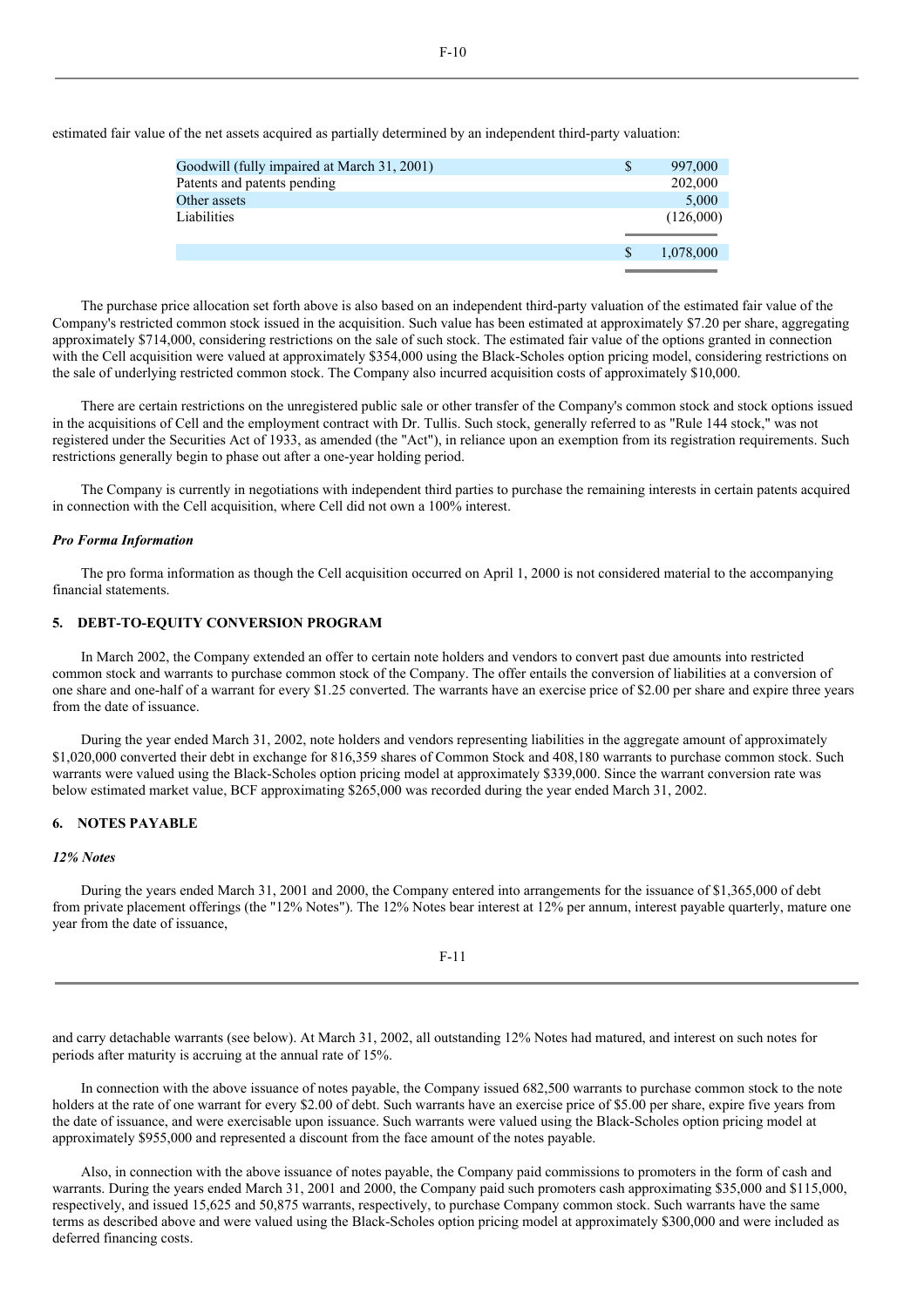estimated fair value of the net assets acquired as partially determined by an independent third-party valuation:

| | | |
|---|---|---|
| Goodwill (fully impaired at March 31, 2001) | $ | 997,000 |
| Patents and patents pending | | 202,000 |
| Other assets | | 5,000 |
| Liabilities | | (126,000) |
| | $ | 1,078,000 |

The purchase price allocation set forth above is also based on an independent third-party valuation of the estimated fair value of the Company's restricted common stock issued in the acquisition. Such value has been estimated at approximately $7.20 per share, aggregating approximately $714,000, considering restrictions on the sale of such stock. The estimated fair value of the options granted in connection with the Cell acquisition were valued at approximately $354,000 using the Black-Scholes option pricing model, considering restrictions on the sale of underlying restricted common stock. The Company also incurred acquisition costs of approximately $10,000.

There are certain restrictions on the unregistered public sale or other transfer of the Company's common stock and stock options issued in the acquisitions of Cell and the employment contract with Dr. Tullis. Such stock, generally referred to as "Rule 144 stock," was not registered under the Securities Act of 1933, as amended (the "Act"), in reliance upon an exemption from its registration requirements. Such restrictions generally begin to phase out after a one-year holding period.

The Company is currently in negotiations with independent third parties to purchase the remaining interests in certain patents acquired in connection with the Cell acquisition, where Cell did not own a 100% interest.

*Pro Forma Information*

The pro forma information as though the Cell acquisition occurred on April 1, 2000 is not considered material to the accompanying financial statements.

## 5. DEBT-TO-EQUITY CONVERSION PROGRAM

In March 2002, the Company extended an offer to certain note holders and vendors to convert past due amounts into restricted common stock and warrants to purchase common stock of the Company. The offer entails the conversion of liabilities at a conversion of one share and one-half of a warrant for every $1.25 converted. The warrants have an exercise price of $2.00 per share and expire three years from the date of issuance.

During the year ended March 31, 2002, note holders and vendors representing liabilities in the aggregate amount of approximately $1,020,000 converted their debt in exchange for 816,359 shares of Common Stock and 408,180 warrants to purchase common stock. Such warrants were valued using the Black-Scholes option pricing model at approximately $339,000. Since the warrant conversion rate was below estimated market value, BCF approximating $265,000 was recorded during the year ended March 31, 2002.

## 6. NOTES PAYABLE

*12% Notes*

During the years ended March 31, 2001 and 2000, the Company entered into arrangements for the issuance of $1,365,000 of debt from private placement offerings (the "12% Notes"). The 12% Notes bear interest at 12% per annum, interest payable quarterly, mature one year from the date of issuance,

and carry detachable warrants (see below). At March 31, 2002, all outstanding 12% Notes had matured, and interest on such notes for periods after maturity is accruing at the annual rate of 15%.

In connection with the above issuance of notes payable, the Company issued 682,500 warrants to purchase common stock to the note holders at the rate of one warrant for every $2.00 of debt. Such warrants have an exercise price of $5.00 per share, expire five years from the date of issuance, and were exercisable upon issuance. Such warrants were valued using the Black-Scholes option pricing model at approximately $955,000 and represented a discount from the face amount of the notes payable.

Also, in connection with the above issuance of notes payable, the Company paid commissions to promoters in the form of cash and warrants. During the years ended March 31, 2001 and 2000, the Company paid such promoters cash approximating $35,000 and $115,000, respectively, and issued 15,625 and 50,875 warrants, respectively, to purchase Company common stock. Such warrants have the same terms as described above and were valued using the Black-Scholes option pricing model at approximately $300,000 and were included as deferred financing costs.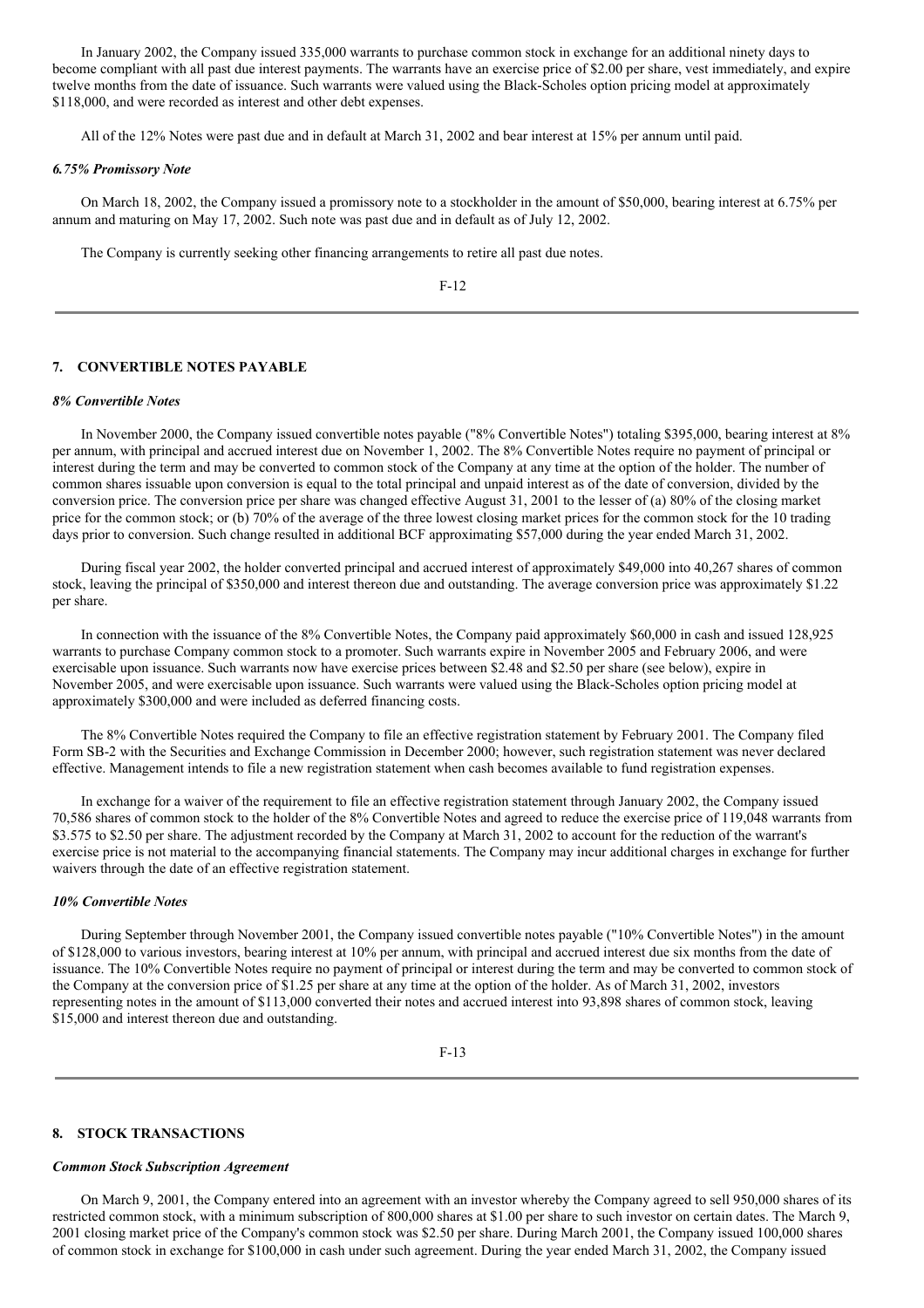In January 2002, the Company issued 335,000 warrants to purchase common stock in exchange for an additional ninety days to become compliant with all past due interest payments. The warrants have an exercise price of $2.00 per share, vest immediately, and expire twelve months from the date of issuance. Such warrants were valued using the Black-Scholes option pricing model at approximately $118,000, and were recorded as interest and other debt expenses.

All of the 12% Notes were past due and in default at March 31, 2002 and bear interest at 15% per annum until paid.

***6.75% Promissory Note***

On March 18, 2002, the Company issued a promissory note to a stockholder in the amount of $50,000, bearing interest at 6.75% per annum and maturing on May 17, 2002. Such note was past due and in default as of July 12, 2002.

The Company is currently seeking other financing arrangements to retire all past due notes.

## 7. CONVERTIBLE NOTES PAYABLE

***8% Convertible Notes***

In November 2000, the Company issued convertible notes payable ("8% Convertible Notes") totaling $395,000, bearing interest at 8% per annum, with principal and accrued interest due on November 1, 2002. The 8% Convertible Notes require no payment of principal or interest during the term and may be converted to common stock of the Company at any time at the option of the holder. The number of common shares issuable upon conversion is equal to the total principal and unpaid interest as of the date of conversion, divided by the conversion price. The conversion price per share was changed effective August 31, 2001 to the lesser of (a) 80% of the closing market price for the common stock; or (b) 70% of the average of the three lowest closing market prices for the common stock for the 10 trading days prior to conversion. Such change resulted in additional BCF approximating $57,000 during the year ended March 31, 2002.

During fiscal year 2002, the holder converted principal and accrued interest of approximately $49,000 into 40,267 shares of common stock, leaving the principal of $350,000 and interest thereon due and outstanding. The average conversion price was approximately $1.22 per share.

In connection with the issuance of the 8% Convertible Notes, the Company paid approximately $60,000 in cash and issued 128,925 warrants to purchase Company common stock to a promoter. Such warrants expire in November 2005 and February 2006, and were exercisable upon issuance. Such warrants now have exercise prices between $2.48 and $2.50 per share (see below), expire in November 2005, and were exercisable upon issuance. Such warrants were valued using the Black-Scholes option pricing model at approximately $300,000 and were included as deferred financing costs.

The 8% Convertible Notes required the Company to file an effective registration statement by February 2001. The Company filed Form SB-2 with the Securities and Exchange Commission in December 2000; however, such registration statement was never declared effective. Management intends to file a new registration statement when cash becomes available to fund registration expenses.

In exchange for a waiver of the requirement to file an effective registration statement through January 2002, the Company issued 70,586 shares of common stock to the holder of the 8% Convertible Notes and agreed to reduce the exercise price of 119,048 warrants from $3.575 to $2.50 per share. The adjustment recorded by the Company at March 31, 2002 to account for the reduction of the warrant's exercise price is not material to the accompanying financial statements. The Company may incur additional charges in exchange for further waivers through the date of an effective registration statement.

***10% Convertible Notes***

During September through November 2001, the Company issued convertible notes payable ("10% Convertible Notes") in the amount of $128,000 to various investors, bearing interest at 10% per annum, with principal and accrued interest due six months from the date of issuance. The 10% Convertible Notes require no payment of principal or interest during the term and may be converted to common stock of the Company at the conversion price of $1.25 per share at any time at the option of the holder. As of March 31, 2002, investors representing notes in the amount of $113,000 converted their notes and accrued interest into 93,898 shares of common stock, leaving $15,000 and interest thereon due and outstanding.

## 8. STOCK TRANSACTIONS

***Common Stock Subscription Agreement***

On March 9, 2001, the Company entered into an agreement with an investor whereby the Company agreed to sell 950,000 shares of its restricted common stock, with a minimum subscription of 800,000 shares at $1.00 per share to such investor on certain dates. The March 9, 2001 closing market price of the Company's common stock was $2.50 per share. During March 2001, the Company issued 100,000 shares of common stock in exchange for $100,000 in cash under such agreement. During the year ended March 31, 2002, the Company issued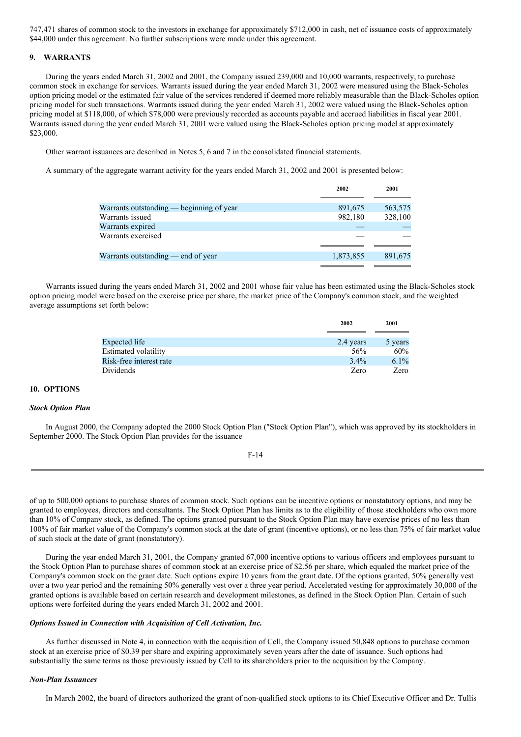747,471 shares of common stock to the investors in exchange for approximately $712,000 in cash, net of issuance costs of approximately $44,000 under this agreement. No further subscriptions were made under this agreement.

## 9. WARRANTS

During the years ended March 31, 2002 and 2001, the Company issued 239,000 and 10,000 warrants, respectively, to purchase common stock in exchange for services. Warrants issued during the year ended March 31, 2002 were measured using the Black-Scholes option pricing model or the estimated fair value of the services rendered if deemed more reliably measurable than the Black-Scholes option pricing model for such transactions. Warrants issued during the year ended March 31, 2002 were valued using the Black-Scholes option pricing model at $118,000, of which $78,000 were previously recorded as accounts payable and accrued liabilities in fiscal year 2001. Warrants issued during the year ended March 31, 2001 were valued using the Black-Scholes option pricing model at approximately $23,000.

Other warrant issuances are described in Notes 5, 6 and 7 in the consolidated financial statements.

A summary of the aggregate warrant activity for the years ended March 31, 2002 and 2001 is presented below:

| | 2002 | 2001 |
|---|---|---|
| Warrants outstanding — beginning of year | 891,675 | 563,575 |
| Warrants issued | 982,180 | 328,100 |
| Warrants expired | — | — |
| Warrants exercised | — | — |
| Warrants outstanding — end of year | 1,873,855 | 891,675 |

Warrants issued during the years ended March 31, 2002 and 2001 whose fair value has been estimated using the Black-Scholes stock option pricing model were based on the exercise price per share, the market price of the Company's common stock, and the weighted average assumptions set forth below:

| | 2002 | 2001 |
|---|---|---|
| Expected life | 2.4 years | 5 years |
| Estimated volatility | 56% | 60% |
| Risk-free interest rate | 3.4% | 6.1% |
| Dividends | Zero | Zero |

## 10. OPTIONS

***Stock Option Plan***

In August 2000, the Company adopted the 2000 Stock Option Plan ("Stock Option Plan"), which was approved by its stockholders in September 2000. The Stock Option Plan provides for the issuance of up to 500,000 options to purchase shares of common stock. Such options can be incentive options or nonstatutory options, and may be granted to employees, directors and consultants. The Stock Option Plan has limits as to the eligibility of those stockholders who own more than 10% of Company stock, as defined. The options granted pursuant to the Stock Option Plan may have exercise prices of no less than 100% of fair market value of the Company's common stock at the date of grant (incentive options), or no less than 75% of fair market value of such stock at the date of grant (nonstatutory).

During the year ended March 31, 2001, the Company granted 67,000 incentive options to various officers and employees pursuant to the Stock Option Plan to purchase shares of common stock at an exercise price of $2.56 per share, which equaled the market price of the Company's common stock on the grant date. Such options expire 10 years from the grant date. Of the options granted, 50% generally vest over a two year period and the remaining 50% generally vest over a three year period. Accelerated vesting for approximately 30,000 of the granted options is available based on certain research and development milestones, as defined in the Stock Option Plan. Certain of such options were forfeited during the years ended March 31, 2002 and 2001.

***Options Issued in Connection with Acquisition of Cell Activation, Inc.***

As further discussed in Note 4, in connection with the acquisition of Cell, the Company issued 50,848 options to purchase common stock at an exercise price of $0.39 per share and expiring approximately seven years after the date of issuance. Such options had substantially the same terms as those previously issued by Cell to its shareholders prior to the acquisition by the Company.

***Non-Plan Issuances***

In March 2002, the board of directors authorized the grant of non-qualified stock options to its Chief Executive Officer and Dr. Tullis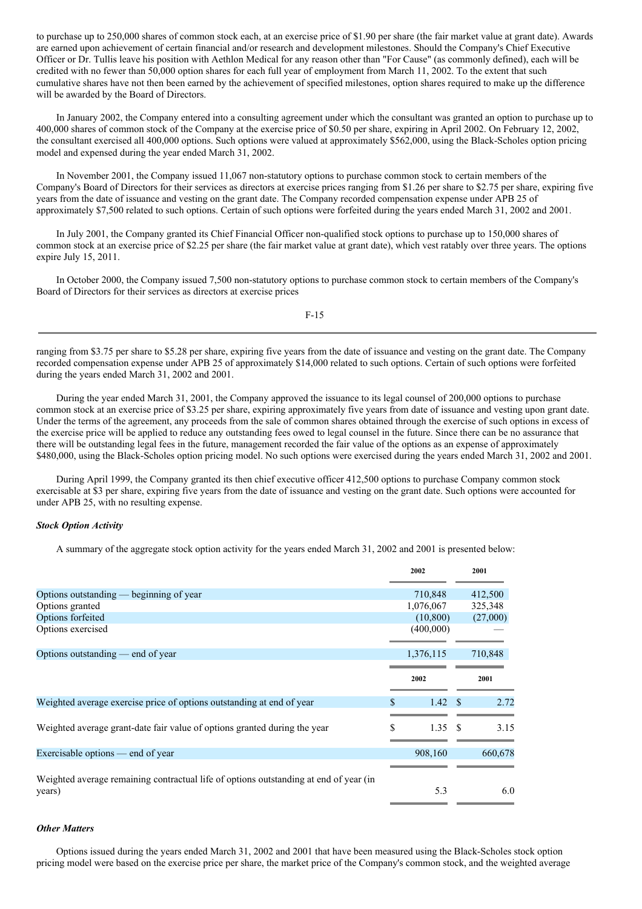to purchase up to 250,000 shares of common stock each, at an exercise price of $1.90 per share (the fair market value at grant date). Awards are earned upon achievement of certain financial and/or research and development milestones. Should the Company's Chief Executive Officer or Dr. Tullis leave his position with Aethlon Medical for any reason other than "For Cause" (as commonly defined), each will be credited with no fewer than 50,000 option shares for each full year of employment from March 11, 2002. To the extent that such cumulative shares have not then been earned by the achievement of specified milestones, option shares required to make up the difference will be awarded by the Board of Directors.

In January 2002, the Company entered into a consulting agreement under which the consultant was granted an option to purchase up to 400,000 shares of common stock of the Company at the exercise price of $0.50 per share, expiring in April 2002. On February 12, 2002, the consultant exercised all 400,000 options. Such options were valued at approximately $562,000, using the Black-Scholes option pricing model and expensed during the year ended March 31, 2002.

In November 2001, the Company issued 11,067 non-statutory options to purchase common stock to certain members of the Company's Board of Directors for their services as directors at exercise prices ranging from $1.26 per share to $2.75 per share, expiring five years from the date of issuance and vesting on the grant date. The Company recorded compensation expense under APB 25 of approximately $7,500 related to such options. Certain of such options were forfeited during the years ended March 31, 2002 and 2001.

In July 2001, the Company granted its Chief Financial Officer non-qualified stock options to purchase up to 150,000 shares of common stock at an exercise price of $2.25 per share (the fair market value at grant date), which vest ratably over three years. The options expire July 15, 2011.

In October 2000, the Company issued 7,500 non-statutory options to purchase common stock to certain members of the Company's Board of Directors for their services as directors at exercise prices ranging from $3.75 per share to $5.28 per share, expiring five years from the date of issuance and vesting on the grant date. The Company recorded compensation expense under APB 25 of approximately $14,000 related to such options. Certain of such options were forfeited during the years ended March 31, 2002 and 2001.

During the year ended March 31, 2001, the Company approved the issuance to its legal counsel of 200,000 options to purchase common stock at an exercise price of $3.25 per share, expiring approximately five years from date of issuance and vesting upon grant date. Under the terms of the agreement, any proceeds from the sale of common shares obtained through the exercise of such options in excess of the exercise price will be applied to reduce any outstanding fees owed to legal counsel in the future. Since there can be no assurance that there will be outstanding legal fees in the future, management recorded the fair value of the options as an expense of approximately $480,000, using the Black-Scholes option pricing model. No such options were exercised during the years ended March 31, 2002 and 2001.

During April 1999, the Company granted its then chief executive officer 412,500 options to purchase Company common stock exercisable at $3 per share, expiring five years from the date of issuance and vesting on the grant date. Such options were accounted for under APB 25, with no resulting expense.

***Stock Option Activity***

A summary of the aggregate stock option activity for the years ended March 31, 2002 and 2001 is presented below:

| | 2002 | 2001 |
|---|---|---|
| Options outstanding — beginning of year | 710,848 | 412,500 |
| Options granted | 1,076,067 | 325,348 |
| Options forfeited | (10,800) | (27,000) |
| Options exercised | (400,000) | — |
| Options outstanding — end of year | 1,376,115 | 710,848 |

| | 2002 | 2001 |
|---|---|---|
| Weighted average exercise price of options outstanding at end of year | $ 1.42 | $ 2.72 |
| Weighted average grant-date fair value of options granted during the year | $ 1.35 | $ 3.15 |
| Exercisable options — end of year | 908,160 | 660,678 |
| Weighted average remaining contractual life of options outstanding at end of year (in years) | 5.3 | 6.0 |

***Other Matters***

Options issued during the years ended March 31, 2002 and 2001 that have been measured using the Black-Scholes stock option pricing model were based on the exercise price per share, the market price of the Company's common stock, and the weighted average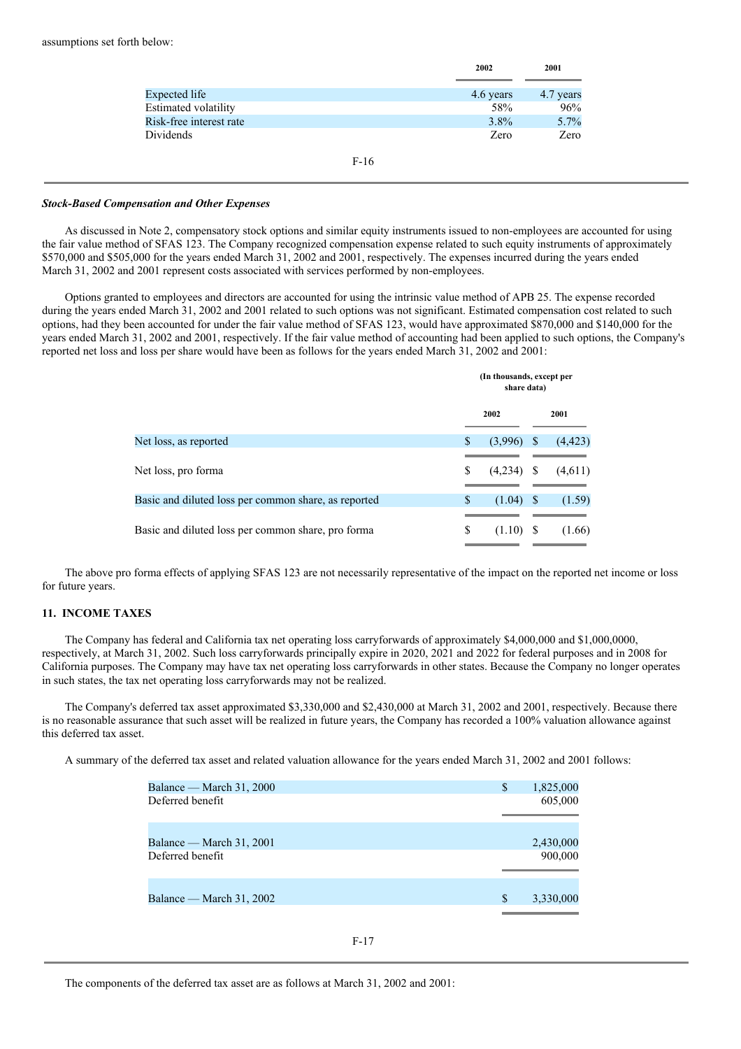assumptions set forth below:

| | 2002 | 2001 |
|---|---|---|
| Expected life | 4.6 years | 4.7 years |
| Estimated volatility | 58% | 96% |
| Risk-free interest rate | 3.8% | 5.7% |
| Dividends | Zero | Zero |

***Stock-Based Compensation and Other Expenses***

As discussed in Note 2, compensatory stock options and similar equity instruments issued to non-employees are accounted for using the fair value method of SFAS 123. The Company recognized compensation expense related to such equity instruments of approximately $570,000 and $505,000 for the years ended March 31, 2002 and 2001, respectively. The expenses incurred during the years ended March 31, 2002 and 2001 represent costs associated with services performed by non-employees.

Options granted to employees and directors are accounted for using the intrinsic value method of APB 25. The expense recorded during the years ended March 31, 2002 and 2001 related to such options was not significant. Estimated compensation cost related to such options, had they been accounted for under the fair value method of SFAS 123, would have approximated $870,000 and $140,000 for the years ended March 31, 2002 and 2001, respectively. If the fair value method of accounting had been applied to such options, the Company's reported net loss and loss per share would have been as follows for the years ended March 31, 2002 and 2001:

| | (In thousands, except per share data) | |
|---|---|---|
| | 2002 | 2001 |
| Net loss, as reported | $ (3,996) | $ (4,423) |
| Net loss, pro forma | $ (4,234) | $ (4,611) |
| Basic and diluted loss per common share, as reported | $ (1.04) | $ (1.59) |
| Basic and diluted loss per common share, pro forma | $ (1.10) | $ (1.66) |

The above pro forma effects of applying SFAS 123 are not necessarily representative of the impact on the reported net income or loss for future years.

**11. INCOME TAXES**

The Company has federal and California tax net operating loss carryforwards of approximately $4,000,000 and $1,000,0000, respectively, at March 31, 2002. Such loss carryforwards principally expire in 2020, 2021 and 2022 for federal purposes and in 2008 for California purposes. The Company may have tax net operating loss carryforwards in other states. Because the Company no longer operates in such states, the tax net operating loss carryforwards may not be realized.

The Company's deferred tax asset approximated $3,330,000 and $2,430,000 at March 31, 2002 and 2001, respectively. Because there is no reasonable assurance that such asset will be realized in future years, the Company has recorded a 100% valuation allowance against this deferred tax asset.

A summary of the deferred tax asset and related valuation allowance for the years ended March 31, 2002 and 2001 follows:

| | |
|---|---|
| Balance — March 31, 2000 | $ 1,825,000 |
| Deferred benefit | 605,000 |
| Balance — March 31, 2001 | 2,430,000 |
| Deferred benefit | 900,000 |
| Balance — March 31, 2002 | $ 3,330,000 |

The components of the deferred tax asset are as follows at March 31, 2002 and 2001: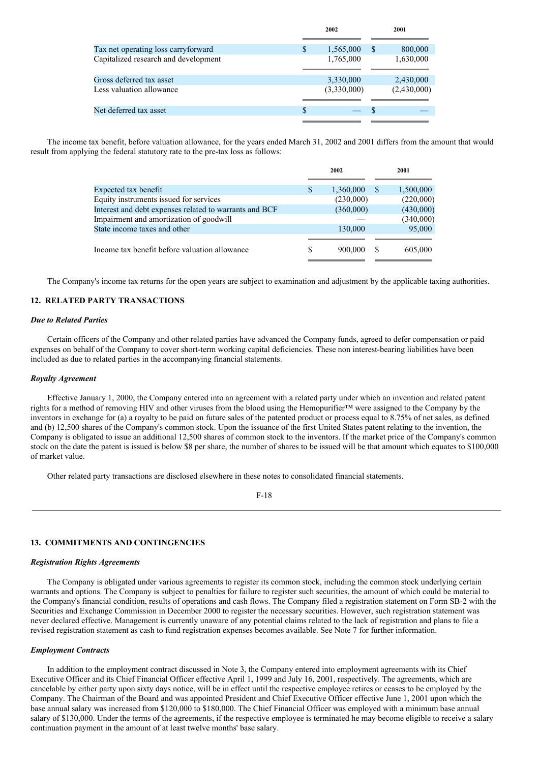| | 2002 | 2001 |
|---|---|---|
| Tax net operating loss carryforward | $ 1,565,000 | $ 800,000 |
| Capitalized research and development | 1,765,000 | 1,630,000 |
| Gross deferred tax asset | 3,330,000 | 2,430,000 |
| Less valuation allowance | (3,330,000) | (2,430,000) |
| Net deferred tax asset | $ — | $ — |

The income tax benefit, before valuation allowance, for the years ended March 31, 2002 and 2001 differs from the amount that would result from applying the federal statutory rate to the pre-tax loss as follows:

| | 2002 | 2001 |
|---|---|---|
| Expected tax benefit | $ 1,360,000 | $ 1,500,000 |
| Equity instruments issued for services | (230,000) | (220,000) |
| Interest and debt expenses related to warrants and BCF | (360,000) | (430,000) |
| Impairment and amortization of goodwill | — | (340,000) |
| State income taxes and other | 130,000 | 95,000 |
| Income tax benefit before valuation allowance | $ 900,000 | $ 605,000 |

The Company's income tax returns for the open years are subject to examination and adjustment by the applicable taxing authorities.

## 12. RELATED PARTY TRANSACTIONS

***Due to Related Parties***

Certain officers of the Company and other related parties have advanced the Company funds, agreed to defer compensation or paid expenses on behalf of the Company to cover short-term working capital deficiencies. These non interest-bearing liabilities have been included as due to related parties in the accompanying financial statements.

***Royalty Agreement***

Effective January 1, 2000, the Company entered into an agreement with a related party under which an invention and related patent rights for a method of removing HIV and other viruses from the blood using the Hemopurifier™ were assigned to the Company by the inventors in exchange for (a) a royalty to be paid on future sales of the patented product or process equal to 8.75% of net sales, as defined and (b) 12,500 shares of the Company's common stock. Upon the issuance of the first United States patent relating to the invention, the Company is obligated to issue an additional 12,500 shares of common stock to the inventors. If the market price of the Company's common stock on the date the patent is issued is below $8 per share, the number of shares to be issued will be that amount which equates to $100,000 of market value.

Other related party transactions are disclosed elsewhere in these notes to consolidated financial statements.

## 13. COMMITMENTS AND CONTINGENCIES

***Registration Rights Agreements***

The Company is obligated under various agreements to register its common stock, including the common stock underlying certain warrants and options. The Company is subject to penalties for failure to register such securities, the amount of which could be material to the Company's financial condition, results of operations and cash flows. The Company filed a registration statement on Form SB-2 with the Securities and Exchange Commission in December 2000 to register the necessary securities. However, such registration statement was never declared effective. Management is currently unaware of any potential claims related to the lack of registration and plans to file a revised registration statement as cash to fund registration expenses becomes available. See Note 7 for further information.

***Employment Contracts***

In addition to the employment contract discussed in Note 3, the Company entered into employment agreements with its Chief Executive Officer and its Chief Financial Officer effective April 1, 1999 and July 16, 2001, respectively. The agreements, which are cancelable by either party upon sixty days notice, will be in effect until the respective employee retires or ceases to be employed by the Company. The Chairman of the Board and was appointed President and Chief Executive Officer effective June 1, 2001 upon which the base annual salary was increased from $120,000 to $180,000. The Chief Financial Officer was employed with a minimum base annual salary of $130,000. Under the terms of the agreements, if the respective employee is terminated he may become eligible to receive a salary continuation payment in the amount of at least twelve months' base salary.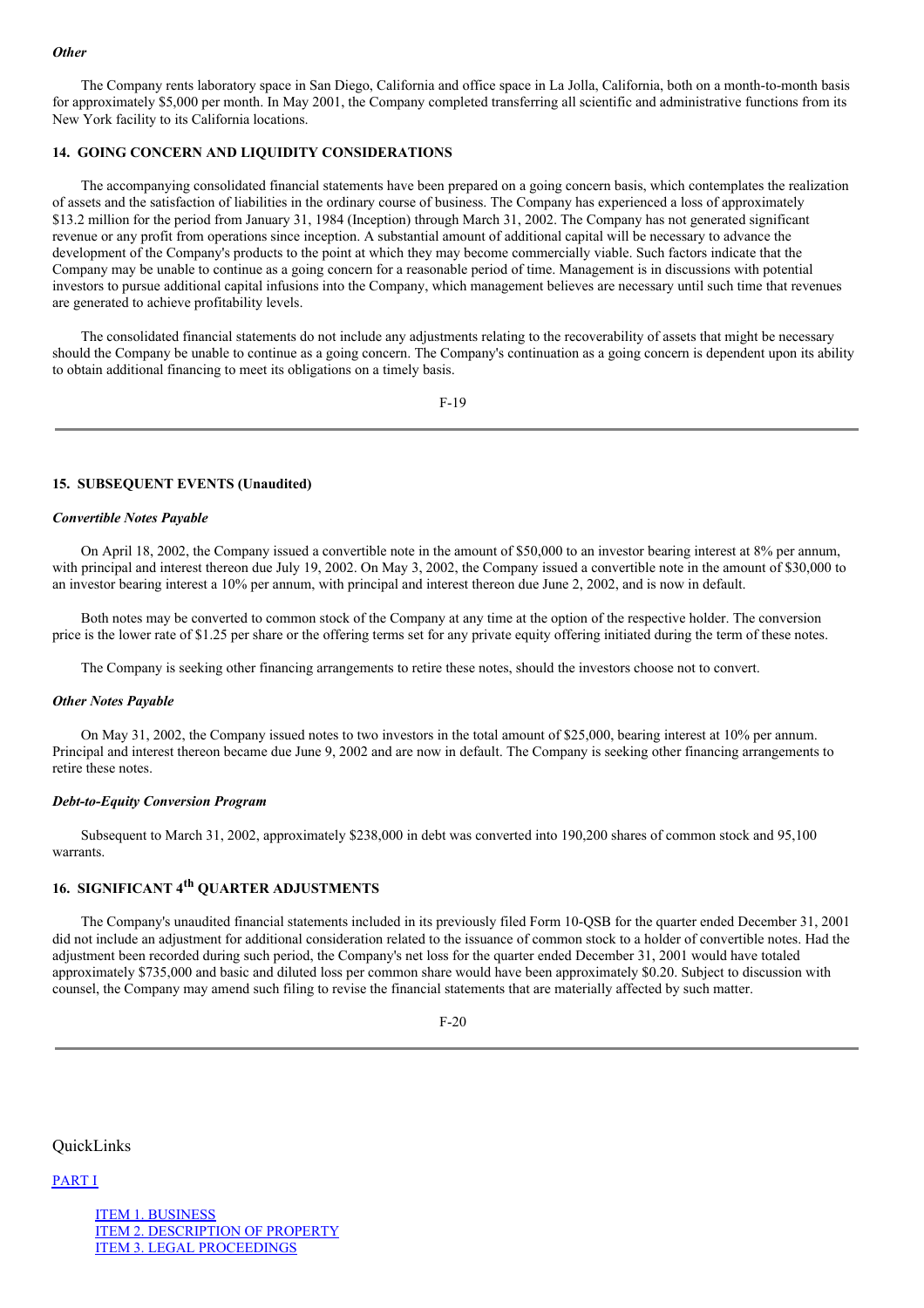*Other*

The Company rents laboratory space in San Diego, California and office space in La Jolla, California, both on a month-to-month basis for approximately $5,000 per month. In May 2001, the Company completed transferring all scientific and administrative functions from its New York facility to its California locations.

### 14. GOING CONCERN AND LIQUIDITY CONSIDERATIONS

The accompanying consolidated financial statements have been prepared on a going concern basis, which contemplates the realization of assets and the satisfaction of liabilities in the ordinary course of business. The Company has experienced a loss of approximately $13.2 million for the period from January 31, 1984 (Inception) through March 31, 2002. The Company has not generated significant revenue or any profit from operations since inception. A substantial amount of additional capital will be necessary to advance the development of the Company's products to the point at which they may become commercially viable. Such factors indicate that the Company may be unable to continue as a going concern for a reasonable period of time. Management is in discussions with potential investors to pursue additional capital infusions into the Company, which management believes are necessary until such time that revenues are generated to achieve profitability levels.

The consolidated financial statements do not include any adjustments relating to the recoverability of assets that might be necessary should the Company be unable to continue as a going concern. The Company's continuation as a going concern is dependent upon its ability to obtain additional financing to meet its obligations on a timely basis.

---

### 15. SUBSEQUENT EVENTS (Unaudited)

*Convertible Notes Payable*

On April 18, 2002, the Company issued a convertible note in the amount of $50,000 to an investor bearing interest at 8% per annum, with principal and interest thereon due July 19, 2002. On May 3, 2002, the Company issued a convertible note in the amount of $30,000 to an investor bearing interest a 10% per annum, with principal and interest thereon due June 2, 2002, and is now in default.

Both notes may be converted to common stock of the Company at any time at the option of the respective holder. The conversion price is the lower rate of $1.25 per share or the offering terms set for any private equity offering initiated during the term of these notes.

The Company is seeking other financing arrangements to retire these notes, should the investors choose not to convert.

*Other Notes Payable*

On May 31, 2002, the Company issued notes to two investors in the total amount of $25,000, bearing interest at 10% per annum. Principal and interest thereon became due June 9, 2002 and are now in default. The Company is seeking other financing arrangements to retire these notes.

*Debt-to-Equity Conversion Program*

Subsequent to March 31, 2002, approximately $238,000 in debt was converted into 190,200 shares of common stock and 95,100 warrants.

### 16. SIGNIFICANT 4th QUARTER ADJUSTMENTS

The Company's unaudited financial statements included in its previously filed Form 10-QSB for the quarter ended December 31, 2001 did not include an adjustment for additional consideration related to the issuance of common stock to a holder of convertible notes. Had the adjustment been recorded during such period, the Company's net loss for the quarter ended December 31, 2001 would have totaled approximately $735,000 and basic and diluted loss per common share would have been approximately $0.20. Subject to discussion with counsel, the Company may amend such filing to revise the financial statements that are materially affected by such matter.

---

QuickLinks

PART I

- ITEM 1. BUSINESS
- ITEM 2. DESCRIPTION OF PROPERTY
- ITEM 3. LEGAL PROCEEDINGS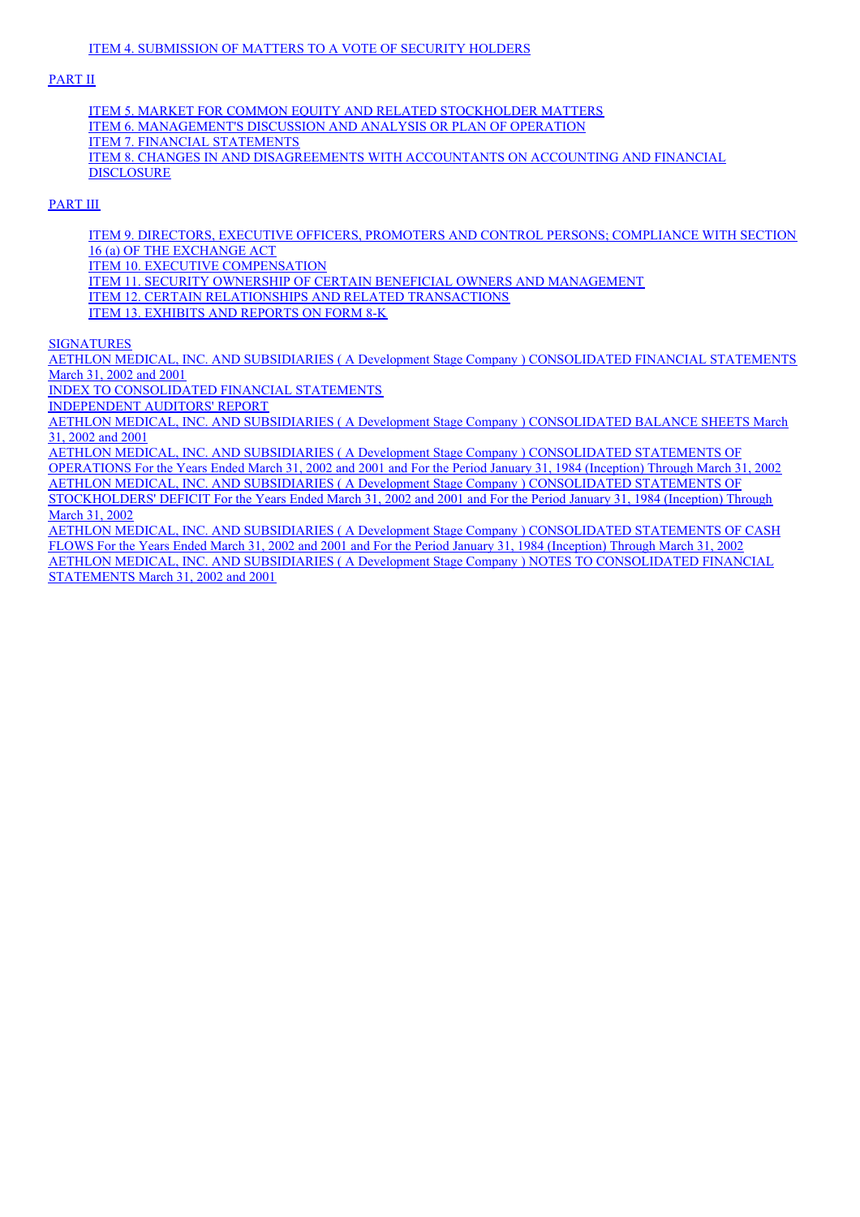[ITEM 4. SUBMISSION OF MATTERS TO A VOTE OF SECURITY HOLDERS]

[PART II]

[ITEM 5. MARKET FOR COMMON EQUITY AND RELATED STOCKHOLDER MATTERS]
[ITEM 6. MANAGEMENT'S DISCUSSION AND ANALYSIS OR PLAN OF OPERATION]
[ITEM 7. FINANCIAL STATEMENTS]
[ITEM 8. CHANGES IN AND DISAGREEMENTS WITH ACCOUNTANTS ON ACCOUNTING AND FINANCIAL DISCLOSURE]

[PART III]

[ITEM 9. DIRECTORS, EXECUTIVE OFFICERS, PROMOTERS AND CONTROL PERSONS; COMPLIANCE WITH SECTION 16 (a) OF THE EXCHANGE ACT]
[ITEM 10. EXECUTIVE COMPENSATION]
[ITEM 11. SECURITY OWNERSHIP OF CERTAIN BENEFICIAL OWNERS AND MANAGEMENT]
[ITEM 12. CERTAIN RELATIONSHIPS AND RELATED TRANSACTIONS]
[ITEM 13. EXHIBITS AND REPORTS ON FORM 8-K]

[SIGNATURES]
[AETHLON MEDICAL, INC. AND SUBSIDIARIES ( A Development Stage Company ) CONSOLIDATED FINANCIAL STATEMENTS March 31, 2002 and 2001]
[INDEX TO CONSOLIDATED FINANCIAL STATEMENTS]
[INDEPENDENT AUDITORS' REPORT]
[AETHLON MEDICAL, INC. AND SUBSIDIARIES ( A Development Stage Company ) CONSOLIDATED BALANCE SHEETS March 31, 2002 and 2001]
[AETHLON MEDICAL, INC. AND SUBSIDIARIES ( A Development Stage Company ) CONSOLIDATED STATEMENTS OF OPERATIONS For the Years Ended March 31, 2002 and 2001 and For the Period January 31, 1984 (Inception) Through March 31, 2002]
[AETHLON MEDICAL, INC. AND SUBSIDIARIES ( A Development Stage Company ) CONSOLIDATED STATEMENTS OF STOCKHOLDERS' DEFICIT For the Years Ended March 31, 2002 and 2001 and For the Period January 31, 1984 (Inception) Through March 31, 2002]
[AETHLON MEDICAL, INC. AND SUBSIDIARIES ( A Development Stage Company ) CONSOLIDATED STATEMENTS OF CASH FLOWS For the Years Ended March 31, 2002 and 2001 and For the Period January 31, 1984 (Inception) Through March 31, 2002]
[AETHLON MEDICAL, INC. AND SUBSIDIARIES ( A Development Stage Company ) NOTES TO CONSOLIDATED FINANCIAL STATEMENTS March 31, 2002 and 2001]